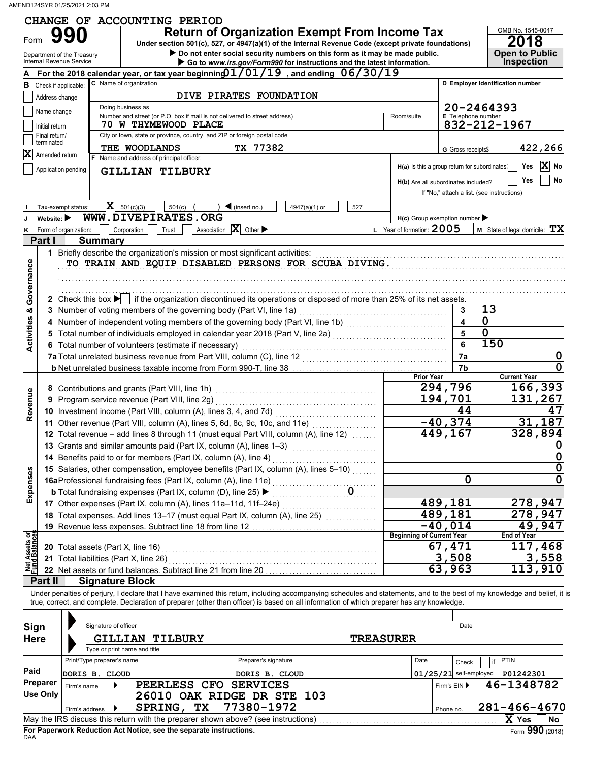AMEND124SYR 01/25/2021 2:03 PM

**CHANGE OF ACCOUNTING PERIOD**

# Form 990 — Return of Organization Exempt From Income Tax

Under section 501(c), 527, or 4947(a)(1) of the Internal Revenue Code (except private foundations)

▶ Do not enter social security numbers on this form as it may be made public.

▶ Go to *www.irs.gov/Form990* for instructions and the latest information.

Department of the Treasury
Internal Revenue Service

OMB No. 1545-0047

**2018**

**Open to Public Inspection**

**A** For the 2018 calendar year, or tax year beginning 01/01/19, and ending 06/30/19

**B** Check if applicable:
- [ ] Address change
- [ ] Name change
- [ ] Initial return
- [ ] Final return/terminated
- [X] Amended return
- [ ] Application pending

**C** Name of organization: DIVE PIRATES FOUNDATION

Doing business as:

Number and street (or P.O. box if mail is not delivered to street address): 70 W THYMEWOOD PLACE — Room/suite:

City or town, state or province, country, and ZIP or foreign postal code: THE WOODLANDS TX 77382

**D** Employer identification number: 20-2464393

**E** Telephone number: 832-212-1967

**G** Gross receipts $ 422,266

**F** Name and address of principal officer: GILLIAN TILBURY

**H(a)** Is this a group return for subordinates? [ ] Yes [X] No

**H(b)** Are all subordinates included? [ ] Yes [ ] No
If "No," attach a list. (see instructions)

**I** Tax-exempt status: [X] 501(c)(3) [ ] 501(c) ( ) ◀ (insert no.) [ ] 4947(a)(1) or [ ] 527

**J** Website: ▶ WWW.DIVEPIRATES.ORG

**H(c)** Group exemption number ▶

**K** Form of organization: [ ] Corporation [ ] Trust [ ] Association [X] Other ▶

**L** Year of formation: 2005

**M** State of legal domicile: TX

## Part I Summary

### Activities & Governance

1 Briefly describe the organization's mission or most significant activities:
TO TRAIN AND EQUIP DISABLED PERSONS FOR SCUBA DIVING.

2 Check this box ▶ [ ] if the organization discontinued its operations or disposed of more than 25% of its net assets.

| | | Line | Value |
|---|---|---|---|
| 3 | Number of voting members of the governing body (Part VI, line 1a) | 3 | 13 |
| 4 | Number of independent voting members of the governing body (Part VI, line 1b) | 4 | 0 |
| 5 | Total number of individuals employed in calendar year 2018 (Part V, line 2a) | 5 | 0 |
| 6 | Total number of volunteers (estimate if necessary) | 6 | 150 |
| 7a | Total unrelated business revenue from Part VIII, column (C), line 12 | 7a | 0 |
| b | Net unrelated business taxable income from Form 990-T, line 38 | 7b | 0 |

### Revenue / Expenses

| | | Prior Year | Current Year |
|---|---|---|---|
| 8 | Contributions and grants (Part VIII, line 1h) | 294,796 | 166,393 |
| 9 | Program service revenue (Part VIII, line 2g) | 194,701 | 131,267 |
| 10 | Investment income (Part VIII, column (A), lines 3, 4, and 7d) | 44 | 47 |
| 11 | Other revenue (Part VIII, column (A), lines 5, 6d, 8c, 9c, 10c, and 11e) | -40,374 | 31,187 |
| 12 | Total revenue – add lines 8 through 11 (must equal Part VIII, column (A), line 12) | 449,167 | 328,894 |
| 13 | Grants and similar amounts paid (Part IX, column (A), lines 1–3) | | 0 |
| 14 | Benefits paid to or for members (Part IX, column (A), line 4) | | 0 |
| 15 | Salaries, other compensation, employee benefits (Part IX, column (A), lines 5–10) | | 0 |
| 16a | Professional fundraising fees (Part IX, column (A), line 11e) | 0 | 0 |
| b | Total fundraising expenses (Part IX, column (D), line 25) ▶ 0 | | |
| 17 | Other expenses (Part IX, column (A), lines 11a–11d, 11f–24e) | 489,181 | 278,947 |
| 18 | Total expenses. Add lines 13–17 (must equal Part IX, column (A), line 25) | 489,181 | 278,947 |
| 19 | Revenue less expenses. Subtract line 18 from line 12 | -40,014 | 49,947 |

### Net Assets or Fund Balances

| | | Beginning of Current Year | End of Year |
|---|---|---|---|
| 20 | Total assets (Part X, line 16) | 67,471 | 117,468 |
| 21 | Total liabilities (Part X, line 26) | 3,508 | 3,558 |
| 22 | Net assets or fund balances. Subtract line 21 from line 20 | 63,963 | 113,910 |

## Part II Signature Block

Under penalties of perjury, I declare that I have examined this return, including accompanying schedules and statements, and to the best of my knowledge and belief, it is true, correct, and complete. Declaration of preparer (other than officer) is based on all information of which preparer has any knowledge.

**Sign Here**

Signature of officer — Date

GILLIAN TILBURY — TREASURER
Type or print name and title

**Paid Preparer Use Only**

| Print/Type preparer's name | Preparer's signature | Date | Check [ ] if self-employed | PTIN |
|---|---|---|---|---|
| DORIS B. CLOUD | DORIS B. CLOUD | 01/25/21 | | P01242301 |

Firm's name ▶ PEERLESS CFO SERVICES — Firm's EIN ▶ 46-1348782

Firm's address ▶ 26010 OAK RIDGE DR STE 103, SPRING, TX 77380-1972 — Phone no. 281-466-4670

May the IRS discuss this return with the preparer shown above? (see instructions) [X] Yes [ ] No

**For Paperwork Reduction Act Notice, see the separate instructions.**

DAA — Form **990** (2018)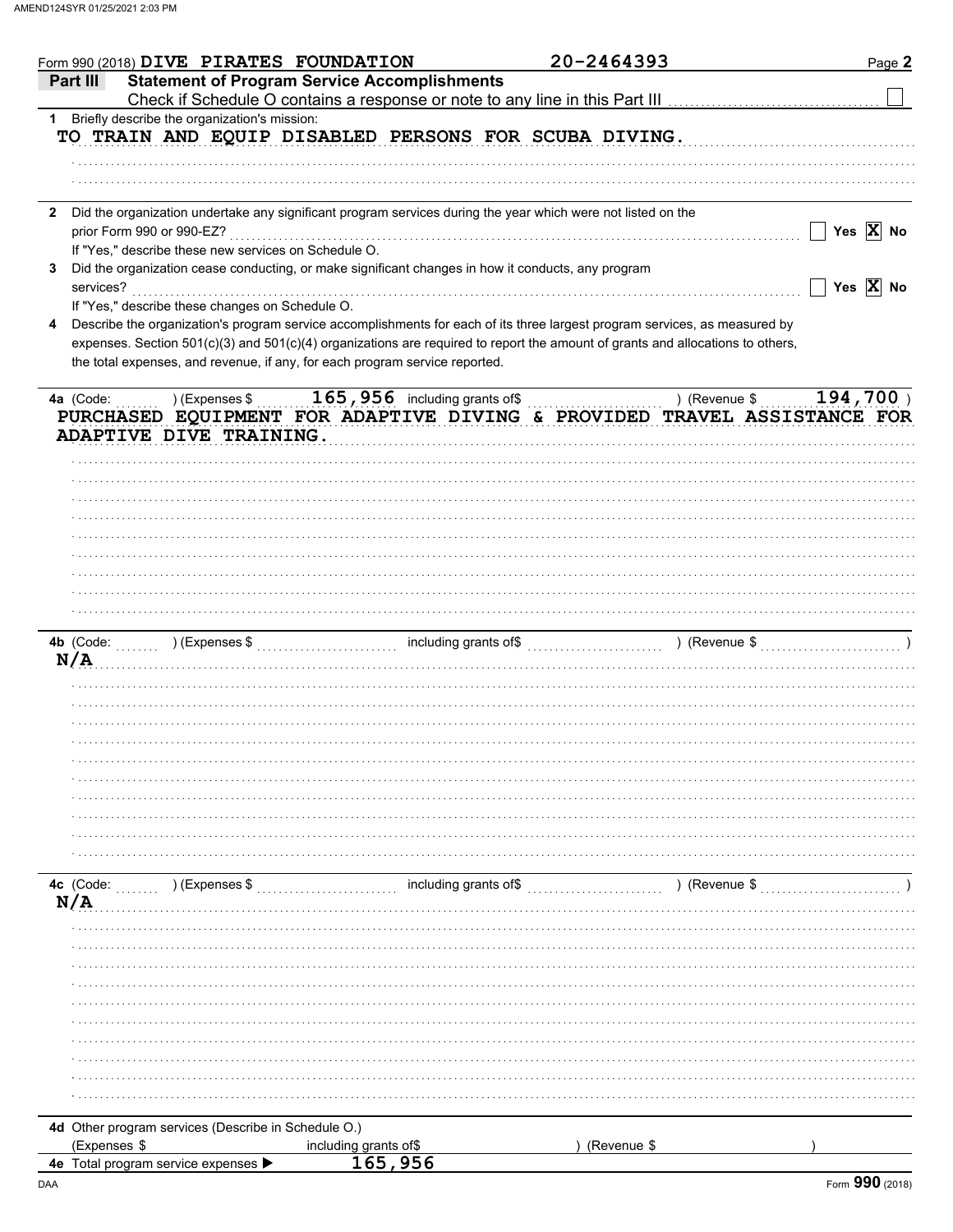Form 990 (2018) DIVE PIRATES FOUNDATION 20-2464393

## Part III Statement of Program Service Accomplishments

Check if Schedule O contains a response or note to any line in this Part III ☐

**1** Briefly describe the organization's mission:

TO TRAIN AND EQUIP DISABLED PERSONS FOR SCUBA DIVING.

**2** Did the organization undertake any significant program services during the year which were not listed on the prior Form 990 or 990-EZ? ☐ Yes ☒ No

If "Yes," describe these new services on Schedule O.

**3** Did the organization cease conducting, or make significant changes in how it conducts, any program services? ☐ Yes ☒ No

If "Yes," describe these changes on Schedule O.

**4** Describe the organization's program service accomplishments for each of its three largest program services, as measured by expenses. Section 501(c)(3) and 501(c)(4) organizations are required to report the amount of grants and allocations to others, the total expenses, and revenue, if any, for each program service reported.

**4a** (Code: ) (Expenses $ 165,956 including grants of$ ) (Revenue $ 194,700 )

PURCHASED EQUIPMENT FOR ADAPTIVE DIVING & PROVIDED TRAVEL ASSISTANCE FOR ADAPTIVE DIVE TRAINING.

**4b** (Code: ) (Expenses $ including grants of$ ) (Revenue $ )

N/A

**4c** (Code: ) (Expenses $ including grants of$ ) (Revenue $ )

N/A

**4d** Other program services (Describe in Schedule O.)

(Expenses $ including grants of$ ) (Revenue $ )

**4e** Total program service expenses ▶ 165,956

Form **990** (2018)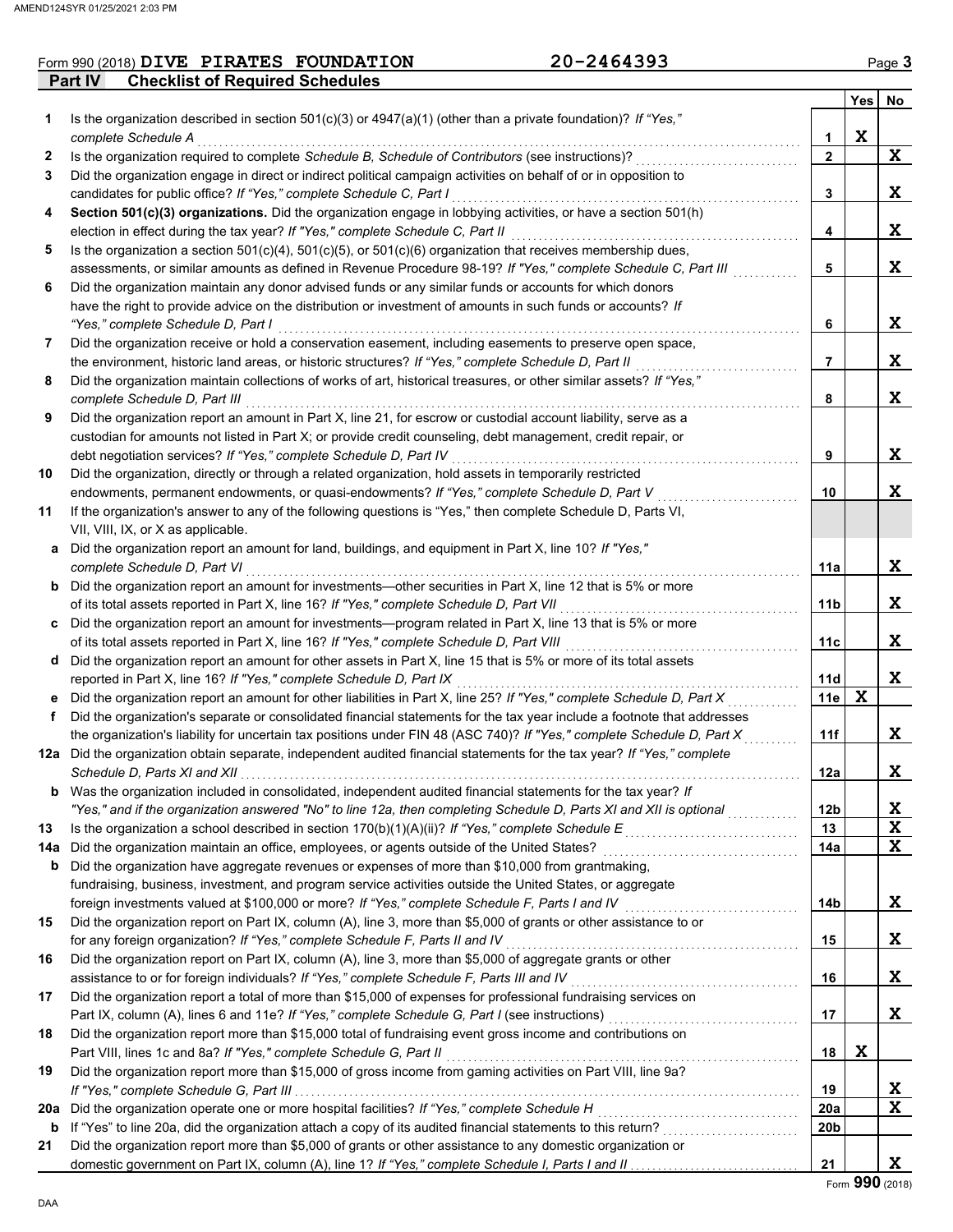Form 990 (2018) DIVE PIRATES FOUNDATION 20-2464393

## Part IV Checklist of Required Schedules

| | | | Yes | No |
|---|---|---|---|---|
| **1** | Is the organization described in section 501(c)(3) or 4947(a)(1) (other than a private foundation)? *If "Yes," complete Schedule A* | 1 | X | |
| **2** | Is the organization required to complete *Schedule B, Schedule of Contributors* (see instructions)? | 2 | | X |
| **3** | Did the organization engage in direct or indirect political campaign activities on behalf of or in opposition to candidates for public office? *If "Yes," complete Schedule C, Part I* | 3 | | X |
| **4** | **Section 501(c)(3) organizations.** Did the organization engage in lobbying activities, or have a section 501(h) election in effect during the tax year? *If "Yes," complete Schedule C, Part II* | 4 | | X |
| **5** | Is the organization a section 501(c)(4), 501(c)(5), or 501(c)(6) organization that receives membership dues, assessments, or similar amounts as defined in Revenue Procedure 98-19? *If "Yes," complete Schedule C, Part III* | 5 | | X |
| **6** | Did the organization maintain any donor advised funds or any similar funds or accounts for which donors have the right to provide advice on the distribution or investment of amounts in such funds or accounts? *If "Yes," complete Schedule D, Part I* | 6 | | X |
| **7** | Did the organization receive or hold a conservation easement, including easements to preserve open space, the environment, historic land areas, or historic structures? *If "Yes," complete Schedule D, Part II* | 7 | | X |
| **8** | Did the organization maintain collections of works of art, historical treasures, or other similar assets? *If "Yes," complete Schedule D, Part III* | 8 | | X |
| **9** | Did the organization report an amount in Part X, line 21, for escrow or custodial account liability, serve as a custodian for amounts not listed in Part X; or provide credit counseling, debt management, credit repair, or debt negotiation services? *If "Yes," complete Schedule D, Part IV* | 9 | | X |
| **10** | Did the organization, directly or through a related organization, hold assets in temporarily restricted endowments, permanent endowments, or quasi-endowments? *If "Yes," complete Schedule D, Part V* | 10 | | X |
| **11** | If the organization's answer to any of the following questions is "Yes," then complete Schedule D, Parts VI, VII, VIII, IX, or X as applicable. | | | |
| **a** | Did the organization report an amount for land, buildings, and equipment in Part X, line 10? *If "Yes," complete Schedule D, Part VI* | 11a | | X |
| **b** | Did the organization report an amount for investments—other securities in Part X, line 12 that is 5% or more of its total assets reported in Part X, line 16? *If "Yes," complete Schedule D, Part VII* | 11b | | X |
| **c** | Did the organization report an amount for investments—program related in Part X, line 13 that is 5% or more of its total assets reported in Part X, line 16? *If "Yes," complete Schedule D, Part VIII* | 11c | | X |
| **d** | Did the organization report an amount for other assets in Part X, line 15 that is 5% or more of its total assets reported in Part X, line 16? *If "Yes," complete Schedule D, Part IX* | 11d | | X |
| **e** | Did the organization report an amount for other liabilities in Part X, line 25? *If "Yes," complete Schedule D, Part X* | 11e | X | |
| **f** | Did the organization's separate or consolidated financial statements for the tax year include a footnote that addresses the organization's liability for uncertain tax positions under FIN 48 (ASC 740)? *If "Yes," complete Schedule D, Part X* | 11f | | X |
| **12a** | Did the organization obtain separate, independent audited financial statements for the tax year? *If "Yes," complete Schedule D, Parts XI and XII* | 12a | | X |
| **b** | Was the organization included in consolidated, independent audited financial statements for the tax year? *If "Yes," and if the organization answered "No" to line 12a, then completing Schedule D, Parts XI and XII is optional* | 12b | | X |
| **13** | Is the organization a school described in section 170(b)(1)(A)(ii)? *If "Yes," complete Schedule E* | 13 | | X |
| **14a** | Did the organization maintain an office, employees, or agents outside of the United States? | 14a | | X |
| **b** | Did the organization have aggregate revenues or expenses of more than $10,000 from grantmaking, fundraising, business, investment, and program service activities outside the United States, or aggregate foreign investments valued at $100,000 or more? *If "Yes," complete Schedule F, Parts I and IV* | 14b | | X |
| **15** | Did the organization report on Part IX, column (A), line 3, more than $5,000 of grants or other assistance to or for any foreign organization? *If "Yes," complete Schedule F, Parts II and IV* | 15 | | X |
| **16** | Did the organization report on Part IX, column (A), line 3, more than $5,000 of aggregate grants or other assistance to or for foreign individuals? *If "Yes," complete Schedule F, Parts III and IV* | 16 | | X |
| **17** | Did the organization report a total of more than $15,000 of expenses for professional fundraising services on Part IX, column (A), lines 6 and 11e? *If "Yes," complete Schedule G, Part I* (see instructions) | 17 | | X |
| **18** | Did the organization report more than $15,000 total of fundraising event gross income and contributions on Part VIII, lines 1c and 8a? *If "Yes," complete Schedule G, Part II* | 18 | X | |
| **19** | Did the organization report more than $15,000 of gross income from gaming activities on Part VIII, line 9a? *If "Yes," complete Schedule G, Part III* | 19 | | X |
| **20a** | Did the organization operate one or more hospital facilities? *If "Yes," complete Schedule H* | 20a | | X |
| **b** | If "Yes" to line 20a, did the organization attach a copy of its audited financial statements to this return? | 20b | | |
| **21** | Did the organization report more than $5,000 of grants or other assistance to any domestic organization or domestic government on Part IX, column (A), line 1? *If "Yes," complete Schedule I, Parts I and II* | 21 | | X |

Form **990** (2018)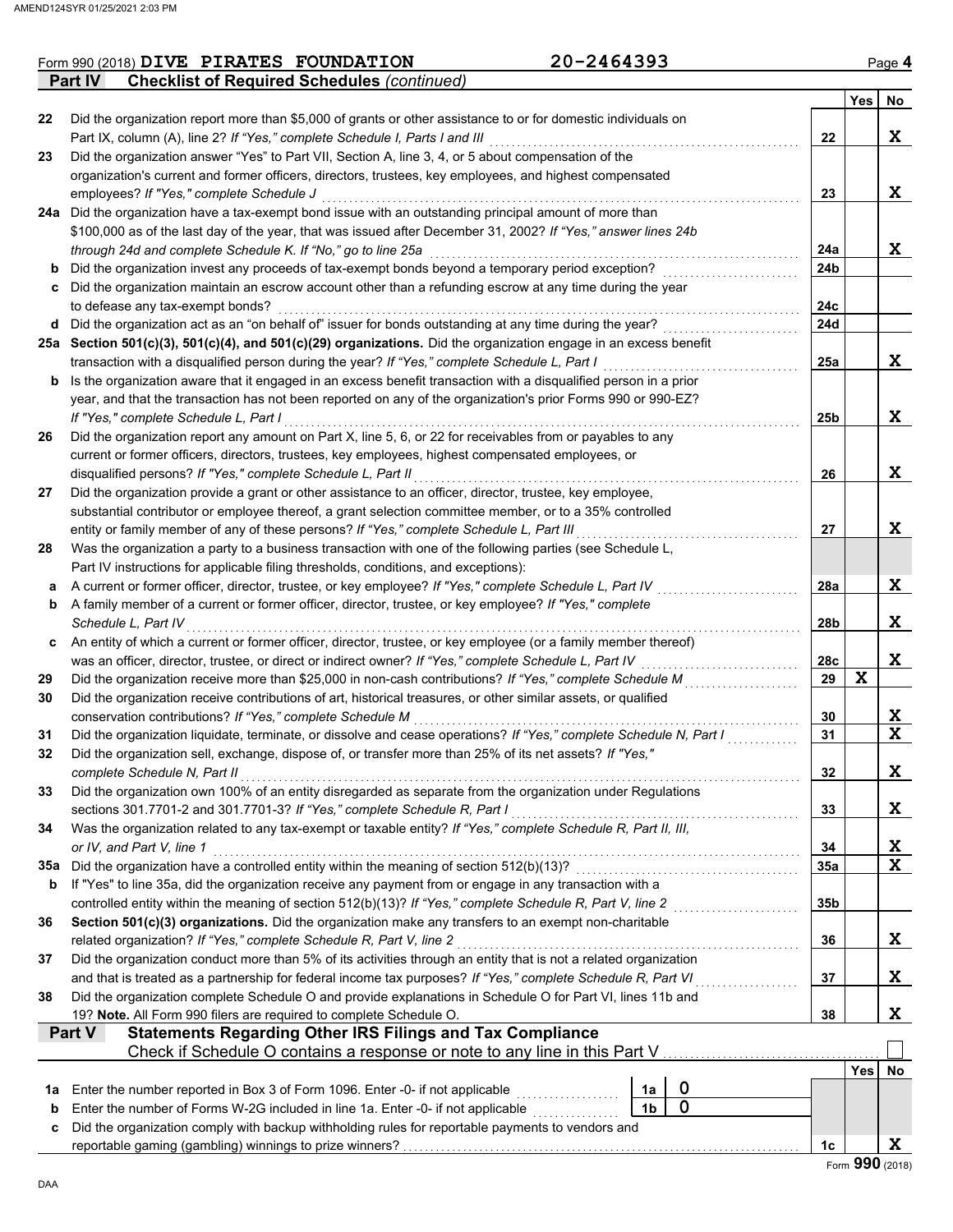AMEND124SYR 01/25/2021 2:03 PM

Form 990 (2018) **DIVE PIRATES FOUNDATION** **20-2464393** Page **4**

## Part IV Checklist of Required Schedules *(continued)*

| | | | Yes | No |
|---|---|---|---|---|
| 22 | Did the organization report more than $5,000 of grants or other assistance to or for domestic individuals on Part IX, column (A), line 2? *If "Yes," complete Schedule I, Parts I and III* | 22 | | X |
| 23 | Did the organization answer "Yes" to Part VII, Section A, line 3, 4, or 5 about compensation of the organization's current and former officers, directors, trustees, key employees, and highest compensated employees? *If "Yes," complete Schedule J* | 23 | | X |
| 24a | Did the organization have a tax-exempt bond issue with an outstanding principal amount of more than $100,000 as of the last day of the year, that was issued after December 31, 2002? *If "Yes," answer lines 24b through 24d and complete Schedule K. If "No," go to line 25a* | 24a | | X |
| b | Did the organization invest any proceeds of tax-exempt bonds beyond a temporary period exception? | 24b | | |
| c | Did the organization maintain an escrow account other than a refunding escrow at any time during the year to defease any tax-exempt bonds? | 24c | | |
| d | Did the organization act as an "on behalf of" issuer for bonds outstanding at any time during the year? | 24d | | |
| 25a | **Section 501(c)(3), 501(c)(4), and 501(c)(29) organizations.** Did the organization engage in an excess benefit transaction with a disqualified person during the year? *If "Yes," complete Schedule L, Part I* | 25a | | X |
| b | Is the organization aware that it engaged in an excess benefit transaction with a disqualified person in a prior year, and that the transaction has not been reported on any of the organization's prior Forms 990 or 990-EZ? *If "Yes," complete Schedule L, Part I* | 25b | | X |
| 26 | Did the organization report any amount on Part X, line 5, 6, or 22 for receivables from or payables to any current or former officers, directors, trustees, key employees, highest compensated employees, or disqualified persons? *If "Yes," complete Schedule L, Part II* | 26 | | X |
| 27 | Did the organization provide a grant or other assistance to an officer, director, trustee, key employee, substantial contributor or employee thereof, a grant selection committee member, or to a 35% controlled entity or family member of any of these persons? *If "Yes," complete Schedule L, Part III* | 27 | | X |
| 28 | Was the organization a party to a business transaction with one of the following parties (see Schedule L, Part IV instructions for applicable filing thresholds, conditions, and exceptions): | | | |
| a | A current or former officer, director, trustee, or key employee? *If "Yes," complete Schedule L, Part IV* | 28a | | X |
| b | A family member of a current or former officer, director, trustee, or key employee? *If "Yes," complete Schedule L, Part IV* | 28b | | X |
| c | An entity of which a current or former officer, director, trustee, or key employee (or a family member thereof) was an officer, director, trustee, or direct or indirect owner? *If "Yes," complete Schedule L, Part IV* | 28c | | X |
| 29 | Did the organization receive more than $25,000 in non-cash contributions? *If "Yes," complete Schedule M* | 29 | X | |
| 30 | Did the organization receive contributions of art, historical treasures, or other similar assets, or qualified conservation contributions? *If "Yes," complete Schedule M* | 30 | | X |
| 31 | Did the organization liquidate, terminate, or dissolve and cease operations? *If "Yes," complete Schedule N, Part I* | 31 | | X |
| 32 | Did the organization sell, exchange, dispose of, or transfer more than 25% of its net assets? *If "Yes," complete Schedule N, Part II* | 32 | | X |
| 33 | Did the organization own 100% of an entity disregarded as separate from the organization under Regulations sections 301.7701-2 and 301.7701-3? *If "Yes," complete Schedule R, Part I* | 33 | | X |
| 34 | Was the organization related to any tax-exempt or taxable entity? *If "Yes," complete Schedule R, Part II, III, or IV, and Part V, line 1* | 34 | | X |
| 35a | Did the organization have a controlled entity within the meaning of section 512(b)(13)? | 35a | | X |
| b | If "Yes" to line 35a, did the organization receive any payment from or engage in any transaction with a controlled entity within the meaning of section 512(b)(13)? *If "Yes," complete Schedule R, Part V, line 2* | 35b | | |
| 36 | **Section 501(c)(3) organizations.** Did the organization make any transfers to an exempt non-charitable related organization? *If "Yes," complete Schedule R, Part V, line 2* | 36 | | X |
| 37 | Did the organization conduct more than 5% of its activities through an entity that is not a related organization and that is treated as a partnership for federal income tax purposes? *If "Yes," complete Schedule R, Part VI* | 37 | | X |
| 38 | Did the organization complete Schedule O and provide explanations in Schedule O for Part VI, lines 11b and 19? **Note.** All Form 990 filers are required to complete Schedule O. | 38 | | X |

## Part V Statements Regarding Other IRS Filings and Tax Compliance

Check if Schedule O contains a response or note to any line in this Part V ☐

| | | | | | Yes | No |
|---|---|---|---|---|---|---|
| 1a | Enter the number reported in Box 3 of Form 1096. Enter -0- if not applicable | 1a | 0 | | | |
| b | Enter the number of Forms W-2G included in line 1a. Enter -0- if not applicable | 1b | 0 | | | |
| c | Did the organization comply with backup withholding rules for reportable payments to vendors and reportable gaming (gambling) winnings to prize winners? | | | 1c | | X |

Form **990** (2018)

DAA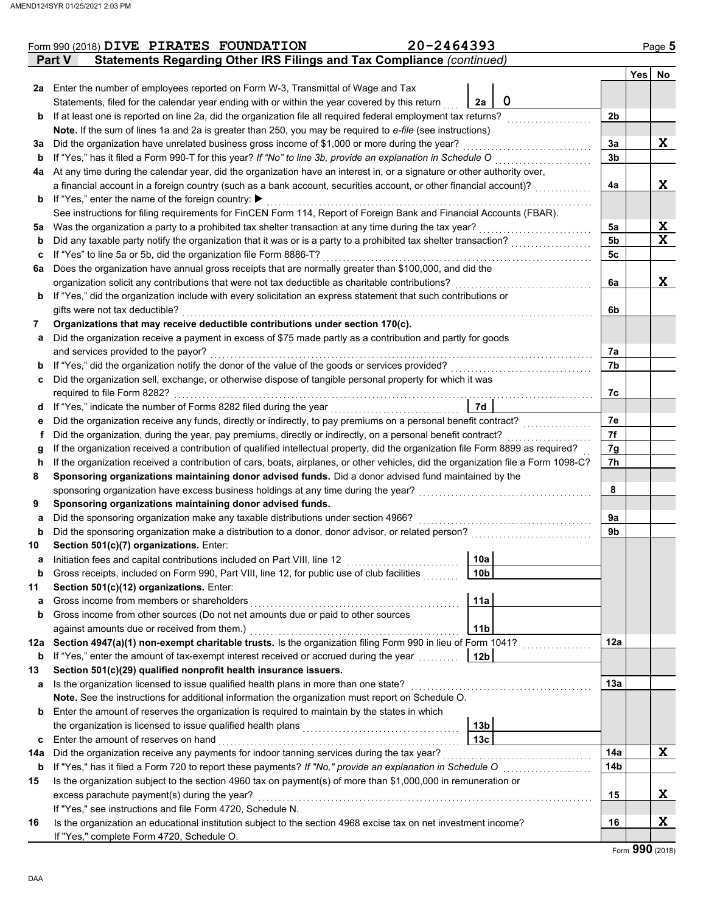Form 990 (2018) **DIVE PIRATES FOUNDATION** **20-2464393** Page **5**

## Part V Statements Regarding Other IRS Filings and Tax Compliance *(continued)*

| | | | | Yes | No |
|---|---|---|---|---|---|
| **2a** | Enter the number of employees reported on Form W-3, Transmittal of Wage and Tax Statements, filed for the calendar year ending with or within the year covered by this return | 2a: 0 | | | |
| **b** | If at least one is reported on line 2a, did the organization file all required federal employment tax returns? | | 2b | | |
| | **Note.** If the sum of lines 1a and 2a is greater than 250, you may be required to *e-file* (see instructions) | | | | |
| **3a** | Did the organization have unrelated business gross income of $1,000 or more during the year? | | 3a | | X |
| **b** | If "Yes," has it filed a Form 990-T for this year? *If "No" to line 3b, provide an explanation in Schedule O* | | 3b | | |
| **4a** | At any time during the calendar year, did the organization have an interest in, or a signature or other authority over, a financial account in a foreign country (such as a bank account, securities account, or other financial account)? | | 4a | | X |
| **b** | If "Yes," enter the name of the foreign country: ▶ | | | | |
| | See instructions for filing requirements for FinCEN Form 114, Report of Foreign Bank and Financial Accounts (FBAR). | | | | |
| **5a** | Was the organization a party to a prohibited tax shelter transaction at any time during the tax year? | | 5a | | X |
| **b** | Did any taxable party notify the organization that it was or is a party to a prohibited tax shelter transaction? | | 5b | | X |
| **c** | If "Yes" to line 5a or 5b, did the organization file Form 8886-T? | | 5c | | |
| **6a** | Does the organization have annual gross receipts that are normally greater than $100,000, and did the organization solicit any contributions that were not tax deductible as charitable contributions? | | 6a | | X |
| **b** | If "Yes," did the organization include with every solicitation an express statement that such contributions or gifts were not tax deductible? | | 6b | | |
| **7** | **Organizations that may receive deductible contributions under section 170(c).** | | | | |
| **a** | Did the organization receive a payment in excess of $75 made partly as a contribution and partly for goods and services provided to the payor? | | 7a | | |
| **b** | If "Yes," did the organization notify the donor of the value of the goods or services provided? | | 7b | | |
| **c** | Did the organization sell, exchange, or otherwise dispose of tangible personal property for which it was required to file Form 8282? | | 7c | | |
| **d** | If "Yes," indicate the number of Forms 8282 filed during the year | 7d | | | |
| **e** | Did the organization receive any funds, directly or indirectly, to pay premiums on a personal benefit contract? | | 7e | | |
| **f** | Did the organization, during the year, pay premiums, directly or indirectly, on a personal benefit contract? | | 7f | | |
| **g** | If the organization received a contribution of qualified intellectual property, did the organization file Form 8899 as required? | | 7g | | |
| **h** | If the organization received a contribution of cars, boats, airplanes, or other vehicles, did the organization file a Form 1098-C? | | 7h | | |
| **8** | **Sponsoring organizations maintaining donor advised funds.** Did a donor advised fund maintained by the sponsoring organization have excess business holdings at any time during the year? | | 8 | | |
| **9** | **Sponsoring organizations maintaining donor advised funds.** | | | | |
| **a** | Did the sponsoring organization make any taxable distributions under section 4966? | | 9a | | |
| **b** | Did the sponsoring organization make a distribution to a donor, donor advisor, or related person? | | 9b | | |
| **10** | **Section 501(c)(7) organizations.** Enter: | | | | |
| **a** | Initiation fees and capital contributions included on Part VIII, line 12 | 10a | | | |
| **b** | Gross receipts, included on Form 990, Part VIII, line 12, for public use of club facilities | 10b | | | |
| **11** | **Section 501(c)(12) organizations.** Enter: | | | | |
| **a** | Gross income from members or shareholders | 11a | | | |
| **b** | Gross income from other sources (Do not net amounts due or paid to other sources against amounts due or received from them.) | 11b | | | |
| **12a** | **Section 4947(a)(1) non-exempt charitable trusts.** Is the organization filing Form 990 in lieu of Form 1041? | | 12a | | |
| **b** | If "Yes," enter the amount of tax-exempt interest received or accrued during the year | 12b | | | |
| **13** | **Section 501(c)(29) qualified nonprofit health insurance issuers.** | | | | |
| **a** | Is the organization licensed to issue qualified health plans in more than one state? | | 13a | | |
| | **Note.** See the instructions for additional information the organization must report on Schedule O. | | | | |
| **b** | Enter the amount of reserves the organization is required to maintain by the states in which the organization is licensed to issue qualified health plans | 13b | | | |
| **c** | Enter the amount of reserves on hand | 13c | | | |
| **14a** | Did the organization receive any payments for indoor tanning services during the tax year? | | 14a | | X |
| **b** | If "Yes," has it filed a Form 720 to report these payments? *If "No," provide an explanation in Schedule O* | | 14b | | |
| **15** | Is the organization subject to the section 4960 tax on payment(s) of more than $1,000,000 in remuneration or excess parachute payment(s) during the year? | | 15 | | X |
| | If "Yes," see instructions and file Form 4720, Schedule N. | | | | |
| **16** | Is the organization an educational institution subject to the section 4968 excise tax on net investment income? | | 16 | | X |
| | If "Yes," complete Form 4720, Schedule O. | | | | |

Form **990** (2018)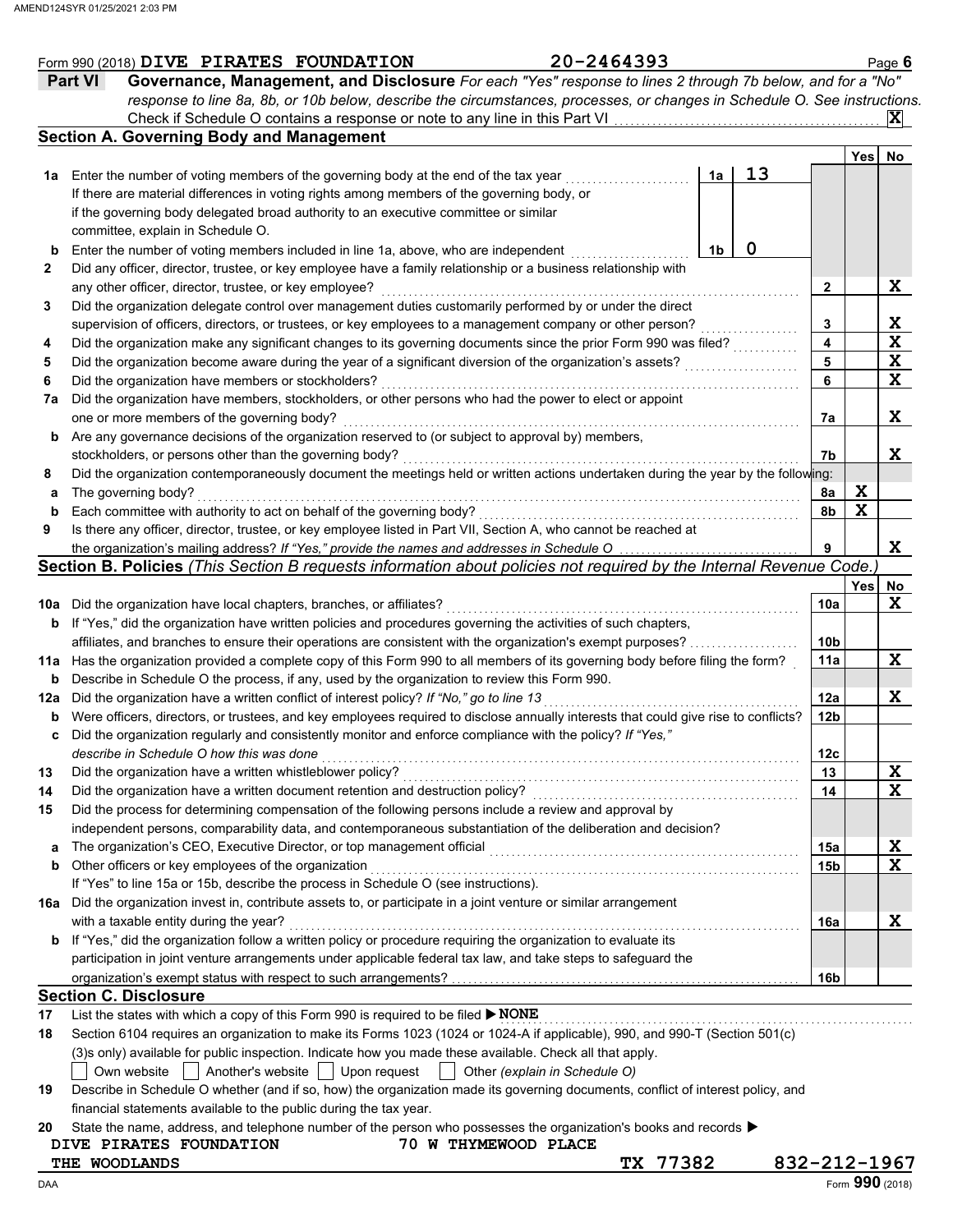Form 990 (2018) DIVE PIRATES FOUNDATION 20-2464393 Page 6

**Part VI Governance, Management, and Disclosure** *For each "Yes" response to lines 2 through 7b below, and for a "No" response to line 8a, 8b, or 10b below, describe the circumstances, processes, or changes in Schedule O. See instructions.*

Check if Schedule O contains a response or note to any line in this Part VI ....... [X]

## Section A. Governing Body and Management

| | | | | Line | Yes | No |
|---|---|---|---|---|---|---|
| 1a | Enter the number of voting members of the governing body at the end of the tax year ....... If there are material differences in voting rights among members of the governing body, or if the governing body delegated broad authority to an executive committee or similar committee, explain in Schedule O. | 1a | 13 | | | |
| b | Enter the number of voting members included in line 1a, above, who are independent ....... | 1b | 0 | | | |
| 2 | Did any officer, director, trustee, or key employee have a family relationship or a business relationship with any other officer, director, trustee, or key employee? | | | 2 | | X |
| 3 | Did the organization delegate control over management duties customarily performed by or under the direct supervision of officers, directors, or trustees, or key employees to a management company or other person? | | | 3 | | X |
| 4 | Did the organization make any significant changes to its governing documents since the prior Form 990 was filed? | | | 4 | | X |
| 5 | Did the organization become aware during the year of a significant diversion of the organization's assets? | | | 5 | | X |
| 6 | Did the organization have members or stockholders? | | | 6 | | X |
| 7a | Did the organization have members, stockholders, or other persons who had the power to elect or appoint one or more members of the governing body? | | | 7a | | X |
| b | Are any governance decisions of the organization reserved to (or subject to approval by) members, stockholders, or persons other than the governing body? | | | 7b | | X |
| 8 | Did the organization contemporaneously document the meetings held or written actions undertaken during the year by the following: | | | | | |
| a | The governing body? | | | 8a | X | |
| b | Each committee with authority to act on behalf of the governing body? | | | 8b | X | |
| 9 | Is there any officer, director, trustee, or key employee listed in Part VII, Section A, who cannot be reached at the organization's mailing address? *If "Yes," provide the names and addresses in Schedule O* | | | 9 | | X |

## Section B. Policies *(This Section B requests information about policies not required by the Internal Revenue Code.)*

| | | Line | Yes | No |
|---|---|---|---|---|
| 10a | Did the organization have local chapters, branches, or affiliates? | 10a | | X |
| b | If "Yes," did the organization have written policies and procedures governing the activities of such chapters, affiliates, and branches to ensure their operations are consistent with the organization's exempt purposes? | 10b | | |
| 11a | Has the organization provided a complete copy of this Form 990 to all members of its governing body before filing the form? | 11a | | X |
| b | Describe in Schedule O the process, if any, used by the organization to review this Form 990. | | | |
| 12a | Did the organization have a written conflict of interest policy? *If "No," go to line 13* | 12a | | X |
| b | Were officers, directors, or trustees, and key employees required to disclose annually interests that could give rise to conflicts? | 12b | | |
| c | Did the organization regularly and consistently monitor and enforce compliance with the policy? *If "Yes," describe in Schedule O how this was done* | 12c | | |
| 13 | Did the organization have a written whistleblower policy? | 13 | | X |
| 14 | Did the organization have a written document retention and destruction policy? | 14 | | X |
| 15 | Did the process for determining compensation of the following persons include a review and approval by independent persons, comparability data, and contemporaneous substantiation of the deliberation and decision? | | | |
| a | The organization's CEO, Executive Director, or top management official | 15a | | X |
| b | Other officers or key employees of the organization | 15b | | X |
| | If "Yes" to line 15a or 15b, describe the process in Schedule O (see instructions). | | | |
| 16a | Did the organization invest in, contribute assets to, or participate in a joint venture or similar arrangement with a taxable entity during the year? | 16a | | X |
| b | If "Yes," did the organization follow a written policy or procedure requiring the organization to evaluate its participation in joint venture arrangements under applicable federal tax law, and take steps to safeguard the organization's exempt status with respect to such arrangements? | 16b | | |

## Section C. Disclosure

17 List the states with which a copy of this Form 990 is required to be filed ▶ NONE

18 Section 6104 requires an organization to make its Forms 1023 (1024 or 1024-A if applicable), 990, and 990-T (Section 501(c)(3)s only) available for public inspection. Indicate how you made these available. Check all that apply.

[ ] Own website [ ] Another's website [ ] Upon request [ ] Other *(explain in Schedule O)*

19 Describe in Schedule O whether (and if so, how) the organization made its governing documents, conflict of interest policy, and financial statements available to the public during the tax year.

20 State the name, address, and telephone number of the person who possesses the organization's books and records ▶

DIVE PIRATES FOUNDATION 70 W THYMEWOOD PLACE
THE WOODLANDS TX 77382 832-212-1967

Form **990** (2018)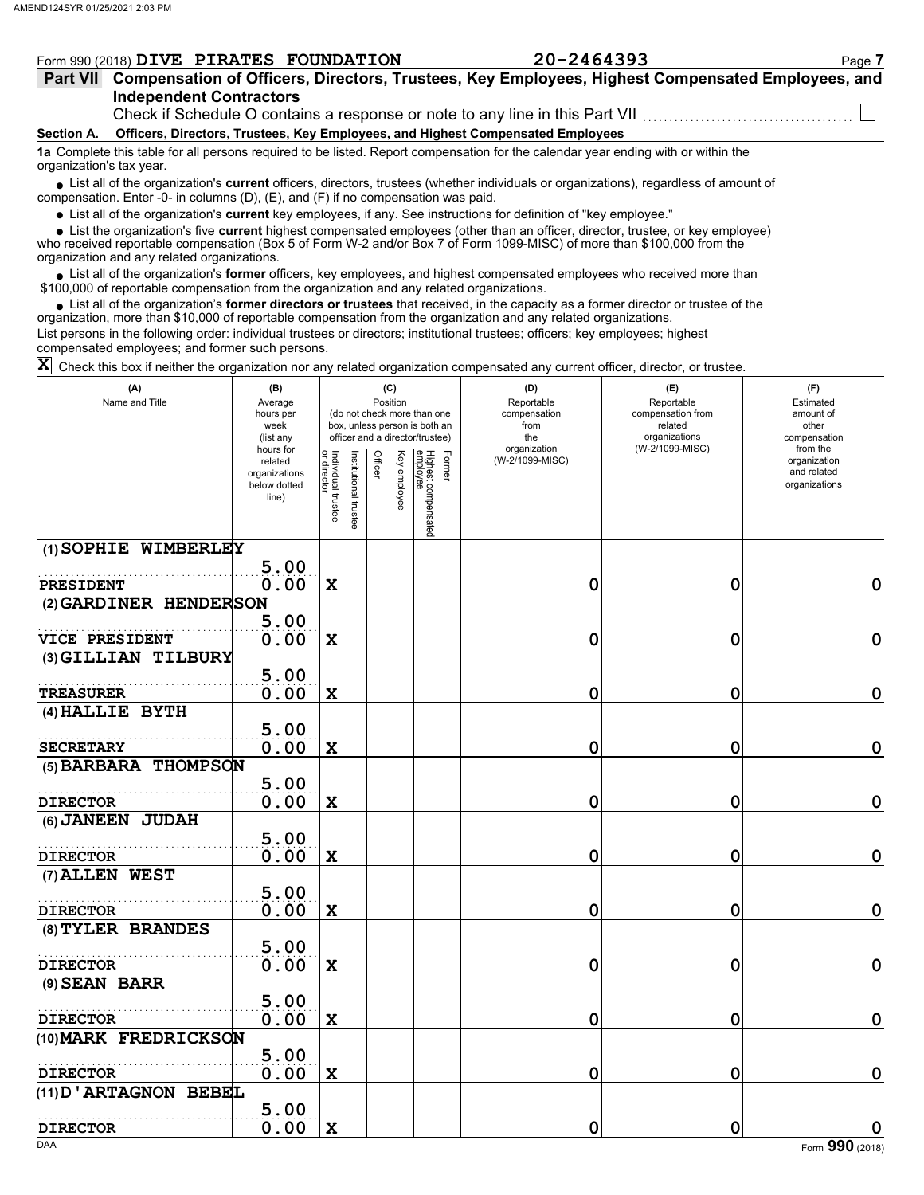Form 990 (2018) DIVE PIRATES FOUNDATION 20-2464393

## Part VII Compensation of Officers, Directors, Trustees, Key Employees, Highest Compensated Employees, and Independent Contractors

Check if Schedule O contains a response or note to any line in this Part VII ☐

### Section A. Officers, Directors, Trustees, Key Employees, and Highest Compensated Employees

**1a** Complete this table for all persons required to be listed. Report compensation for the calendar year ending with or within the organization's tax year.

- List all of the organization's **current** officers, directors, trustees (whether individuals or organizations), regardless of amount of compensation. Enter -0- in columns (D), (E), and (F) if no compensation was paid.
- List all of the organization's **current** key employees, if any. See instructions for definition of "key employee."
- List the organization's five **current** highest compensated employees (other than an officer, director, trustee, or key employee) who received reportable compensation (Box 5 of Form W-2 and/or Box 7 of Form 1099-MISC) of more than $100,000 from the organization and any related organizations.
- List all of the organization's **former** officers, key employees, and highest compensated employees who received more than $100,000 of reportable compensation from the organization and any related organizations.
- List all of the organization's **former directors or trustees** that received, in the capacity as a former director or trustee of the organization, more than $10,000 of reportable compensation from the organization and any related organizations.

List persons in the following order: individual trustees or directors; institutional trustees; officers; key employees; highest compensated employees; and former such persons.

☒ Check this box if neither the organization nor any related organization compensated any current officer, director, or trustee.

| (A) Name and Title | (B) Average hours per week (list any hours for related organizations below dotted line) | (C) Position (do not check more than one box, unless person is both an officer and a director/trustee) | | | | | | (D) Reportable compensation from the organization (W-2/1099-MISC) | (E) Reportable compensation from related organizations (W-2/1099-MISC) | (F) Estimated amount of other compensation from the organization and related organizations |
|---|---|---|---|---|---|---|---|---|---|---|
| | | Individual trustee or director | Institutional trustee | Officer | Key employee | Highest compensated employee | Former | | | |
| (1) SOPHIE WIMBERLEY<br>PRESIDENT | 5.00<br>0.00 | X | | | | | | 0 | 0 | 0 |
| (2) GARDINER HENDERSON<br>VICE PRESIDENT | 5.00<br>0.00 | X | | | | | | 0 | 0 | 0 |
| (3) GILLIAN TILBURY<br>TREASURER | 5.00<br>0.00 | X | | | | | | 0 | 0 | 0 |
| (4) HALLIE BYTH<br>SECRETARY | 5.00<br>0.00 | X | | | | | | 0 | 0 | 0 |
| (5) BARBARA THOMPSON<br>DIRECTOR | 5.00<br>0.00 | X | | | | | | 0 | 0 | 0 |
| (6) JANEEN JUDAH<br>DIRECTOR | 5.00<br>0.00 | X | | | | | | 0 | 0 | 0 |
| (7) ALLEN WEST<br>DIRECTOR | 5.00<br>0.00 | X | | | | | | 0 | 0 | 0 |
| (8) TYLER BRANDES<br>DIRECTOR | 5.00<br>0.00 | X | | | | | | 0 | 0 | 0 |
| (9) SEAN BARR<br>DIRECTOR | 5.00<br>0.00 | X | | | | | | 0 | 0 | 0 |
| (10) MARK FREDRICKSON<br>DIRECTOR | 5.00<br>0.00 | X | | | | | | 0 | 0 | 0 |
| (11) D'ARTAGNON BEBEL<br>DIRECTOR | 5.00<br>0.00 | X | | | | | | 0 | 0 | 0 |

Form 990 (2018)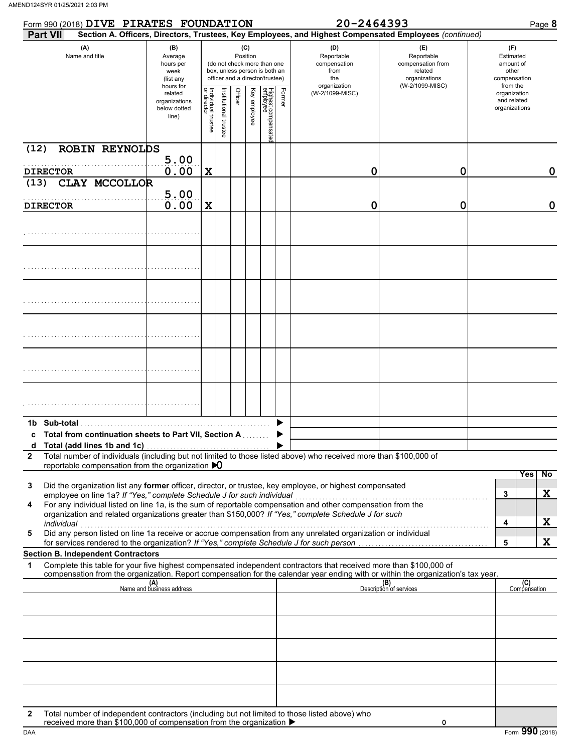Form 990 (2018) **DIVE PIRATES FOUNDATION** **20-2464393** Page **8**

**Part VII** **Section A. Officers, Directors, Trustees, Key Employees, and Highest Compensated Employees** *(continued)*

| (A) Name and title | (B) Average hours per week (list any hours for related organizations below dotted line) | (C) Position: Individual trustee or director | Institutional trustee | Officer | Key employee | Highest compensated employee | Former | (D) Reportable compensation from the organization (W-2/1099-MISC) | (E) Reportable compensation from related organizations (W-2/1099-MISC) | (F) Estimated amount of other compensation from the organization and related organizations |
|---|---|---|---|---|---|---|---|---|---|---|
| (12) ROBIN REYNOLDS<br>DIRECTOR | 5.00<br>0.00 | X | | | | | | 0 | 0 | 0 |
| (13) CLAY MCCOLLOR<br>DIRECTOR | 5.00<br>0.00 | X | | | | | | 0 | 0 | 0 |
| | | | | | | | | | | |
| | | | | | | | | | | |
| | | | | | | | | | | |
| | | | | | | | | | | |
| | | | | | | | | | | |
| | | | | | | | | | | |

**1b Sub-total** ▶

**c Total from continuation sheets to Part VII, Section A** ▶

**d Total (add lines 1b and 1c)** ▶

**2** Total number of individuals (including but not limited to those listed above) who received more than $100,000 of reportable compensation from the organization ▶0

| | | | Yes | No |
|---|---|---|---|---|
| 3 | Did the organization list any **former** officer, director, or trustee, key employee, or highest compensated employee on line 1a? *If "Yes," complete Schedule J for such individual* | 3 | | X |
| 4 | For any individual listed on line 1a, is the sum of reportable compensation and other compensation from the organization and related organizations greater than $150,000? *If "Yes," complete Schedule J for such individual* | 4 | | X |
| 5 | Did any person listed on line 1a receive or accrue compensation from any unrelated organization or individual for services rendered to the organization? *If "Yes," complete Schedule J for such person* | 5 | | X |

**Section B. Independent Contractors**

**1** Complete this table for your five highest compensated independent contractors that received more than $100,000 of compensation from the organization. Report compensation for the calendar year ending with or within the organization's tax year.

| (A) Name and business address | (B) Description of services | (C) Compensation |
|---|---|---|
| | | |
| | | |
| | | |
| | | |
| | | |

**2** Total number of independent contractors (including but not limited to those listed above) who received more than $100,000 of compensation from the organization ▶ 0

Form **990** (2018)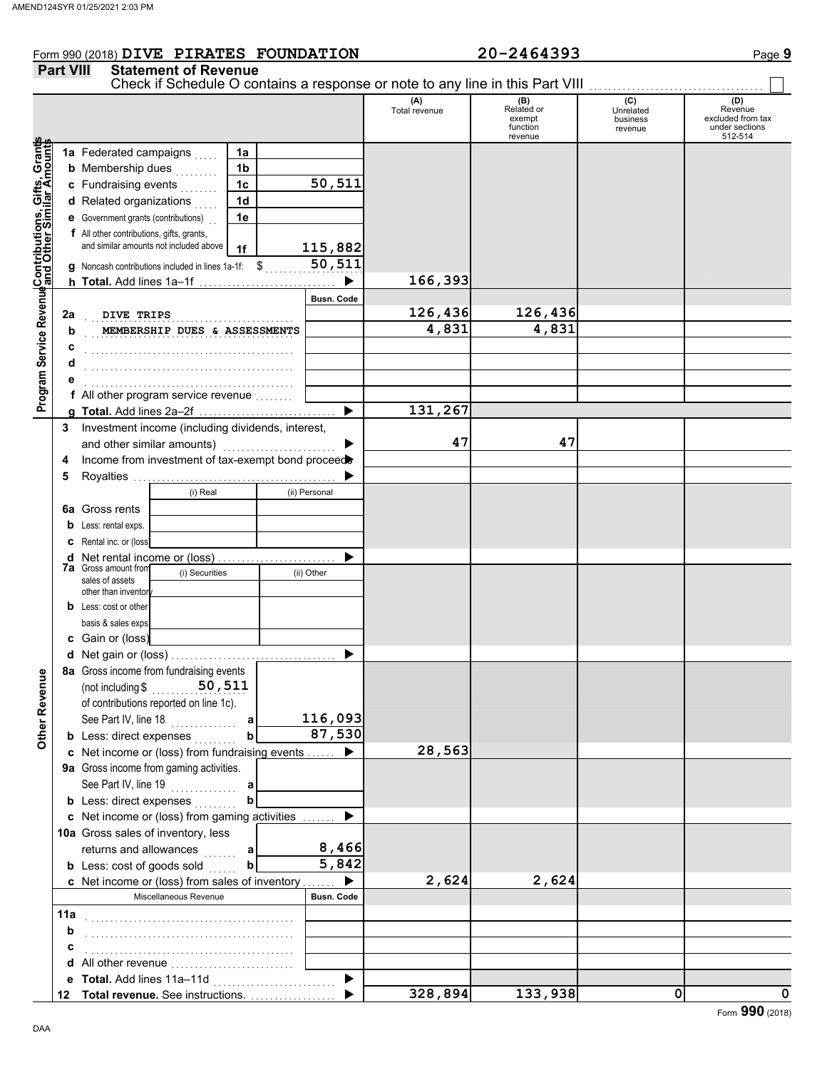Form 990 (2018) DIVE PIRATES FOUNDATION 20-2464393

## Part VIII Statement of Revenue

Check if Schedule O contains a response or note to any line in this Part VIII

| | | | (A) Total revenue | (B) Related or exempt function revenue | (C) Unrelated business revenue | (D) Revenue excluded from tax under sections 512-514 |
|---|---|---|---|---|---|---|
| **Contributions, Gifts, Grants and Other Similar Amounts** | | | | | | |
| 1a | Federated campaigns | 1a | | | | |
| b | Membership dues | 1b | | | | |
| c | Fundraising events | 1c 50,511 | | | | |
| d | Related organizations | 1d | | | | |
| e | Government grants (contributions) | 1e | | | | |
| f | All other contributions, gifts, grants, and similar amounts not included above | 1f 115,882 | | | | |
| g | Noncash contributions included in lines 1a-1f: $ 50,511 | | | | | |
| h | **Total.** Add lines 1a–1f | | 166,393 | | | |
| **Program Service Revenue** | | Busn. Code | | | | |
| 2a | DIVE TRIPS | | 126,436 | 126,436 | | |
| b | MEMBERSHIP DUES & ASSESSMENTS | | 4,831 | 4,831 | | |
| c | | | | | | |
| d | | | | | | |
| e | | | | | | |
| f | All other program service revenue | | | | | |
| g | **Total.** Add lines 2a–2f | | 131,267 | | | |
| **Other Revenue** | | | | | | |
| 3 | Investment income (including dividends, interest, and other similar amounts) | | 47 | 47 | | |
| 4 | Income from investment of tax-exempt bond proceeds | | | | | |
| 5 | Royalties | | | | | |
| | | (i) Real / (ii) Personal | | | | |
| 6a | Gross rents | | | | | |
| b | Less: rental exps. | | | | | |
| c | Rental inc. or (loss) | | | | | |
| d | Net rental income or (loss) | | | | | |
| 7a | Gross amount from sales of assets other than inventory | (i) Securities / (ii) Other | | | | |
| b | Less: cost or other basis & sales exps. | | | | | |
| c | Gain or (loss) | | | | | |
| d | Net gain or (loss) | | | | | |
| 8a | Gross income from fundraising events (not including $ 50,511 of contributions reported on line 1c). See Part IV, line 18 | a 116,093 | | | | |
| b | Less: direct expenses | b 87,530 | | | | |
| c | Net income or (loss) from fundraising events | | 28,563 | | | |
| 9a | Gross income from gaming activities. See Part IV, line 19 | a | | | | |
| b | Less: direct expenses | b | | | | |
| c | Net income or (loss) from gaming activities | | | | | |
| 10a | Gross sales of inventory, less returns and allowances | a 8,466 | | | | |
| b | Less: cost of goods sold | b 5,842 | | | | |
| c | Net income or (loss) from sales of inventory | | 2,624 | 2,624 | | |
| | Miscellaneous Revenue | Busn. Code | | | | |
| 11a | | | | | | |
| b | | | | | | |
| c | | | | | | |
| d | All other revenue | | | | | |
| e | **Total.** Add lines 11a–11d | | | | | |
| 12 | **Total revenue.** See instructions. | | 328,894 | 133,938 | 0 | 0 |

Form **990** (2018)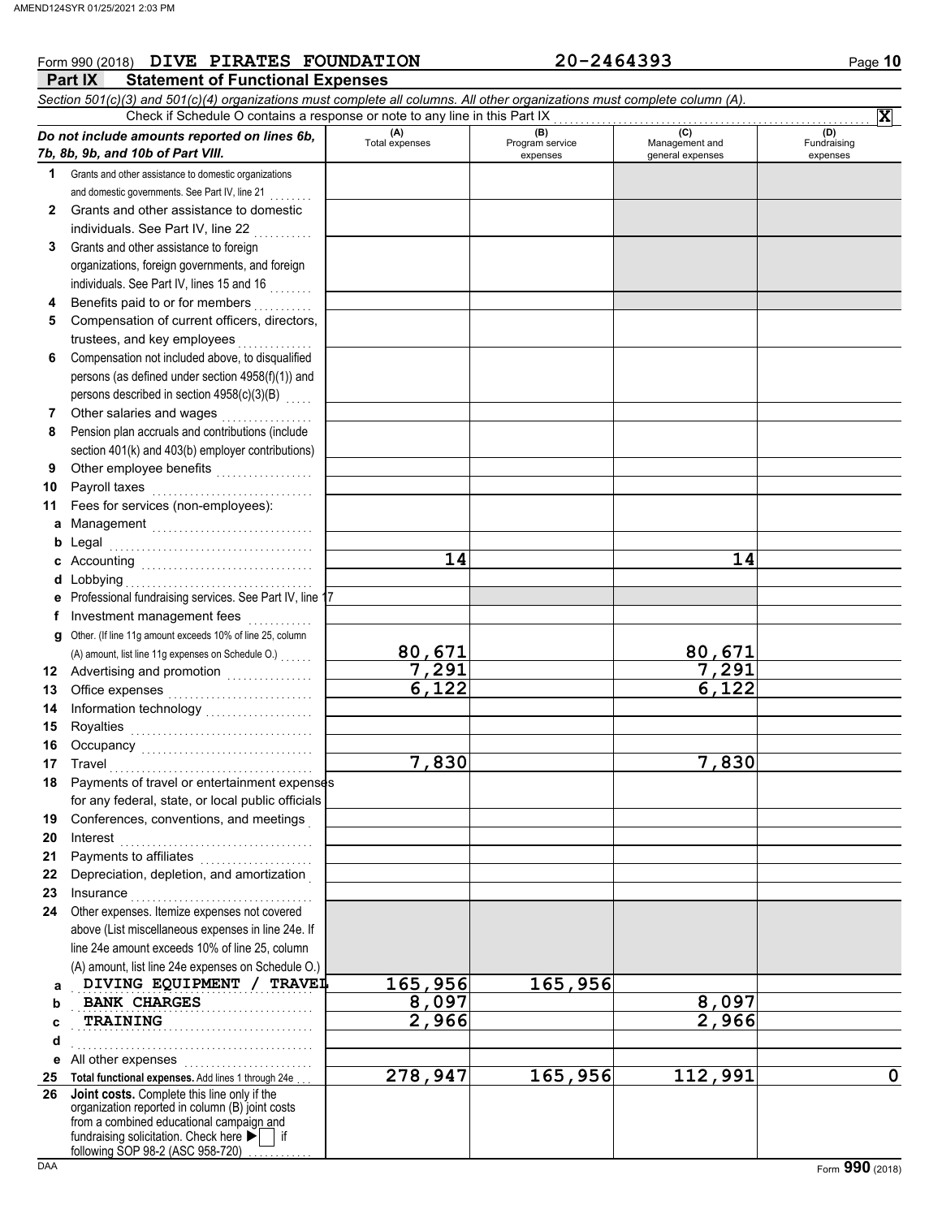Form 990 (2018) **DIVE PIRATES FOUNDATION** **20-2464393** Page **10**

## Part IX Statement of Functional Expenses

*Section 501(c)(3) and 501(c)(4) organizations must complete all columns. All other organizations must complete column (A).*

Check if Schedule O contains a response or note to any line in this Part IX . . . . . . . . . . **X**

| *Do not include amounts reported on lines 6b, 7b, 8b, 9b, and 10b of Part VIII.* | (A) Total expenses | (B) Program service expenses | (C) Management and general expenses | (D) Fundraising expenses |
|---|---|---|---|---|
| **1** Grants and other assistance to domestic organizations and domestic governments. See Part IV, line 21 | | | | |
| **2** Grants and other assistance to domestic individuals. See Part IV, line 22 | | | | |
| **3** Grants and other assistance to foreign organizations, foreign governments, and foreign individuals. See Part IV, lines 15 and 16 | | | | |
| **4** Benefits paid to or for members | | | | |
| **5** Compensation of current officers, directors, trustees, and key employees | | | | |
| **6** Compensation not included above, to disqualified persons (as defined under section 4958(f)(1)) and persons described in section 4958(c)(3)(B) | | | | |
| **7** Other salaries and wages | | | | |
| **8** Pension plan accruals and contributions (include section 401(k) and 403(b) employer contributions) | | | | |
| **9** Other employee benefits | | | | |
| **10** Payroll taxes | | | | |
| **11** Fees for services (non-employees): | | | | |
| **a** Management | | | | |
| **b** Legal | | | | |
| **c** Accounting | 14 | | 14 | |
| **d** Lobbying | | | | |
| **e** Professional fundraising services. See Part IV, line 17 | | | | |
| **f** Investment management fees | | | | |
| **g** Other. (If line 11g amount exceeds 10% of line 25, column (A) amount, list line 11g expenses on Schedule O.) | 80,671 | | 80,671 | |
| **12** Advertising and promotion | 7,291 | | 7,291 | |
| **13** Office expenses | 6,122 | | 6,122 | |
| **14** Information technology | | | | |
| **15** Royalties | | | | |
| **16** Occupancy | | | | |
| **17** Travel | 7,830 | | 7,830 | |
| **18** Payments of travel or entertainment expenses for any federal, state, or local public officials | | | | |
| **19** Conferences, conventions, and meetings | | | | |
| **20** Interest | | | | |
| **21** Payments to affiliates | | | | |
| **22** Depreciation, depletion, and amortization | | | | |
| **23** Insurance | | | | |
| **24** Other expenses. Itemize expenses not covered above (List miscellaneous expenses in line 24e. If line 24e amount exceeds 10% of line 25, column (A) amount, list line 24e expenses on Schedule O.) | | | | |
| **a** DIVING EQUIPMENT / TRAVEL | 165,956 | 165,956 | | |
| **b** BANK CHARGES | 8,097 | | 8,097 | |
| **c** TRAINING | 2,966 | | 2,966 | |
| **d** | | | | |
| **e** All other expenses | | | | |
| **25 Total functional expenses.** Add lines 1 through 24e | 278,947 | 165,956 | 112,991 | 0 |
| **26 Joint costs.** Complete this line only if the organization reported in column (B) joint costs from a combined educational campaign and fundraising solicitation. Check here ▶ ☐ if following SOP 98-2 (ASC 958-720) | | | | |

Form **990** (2018)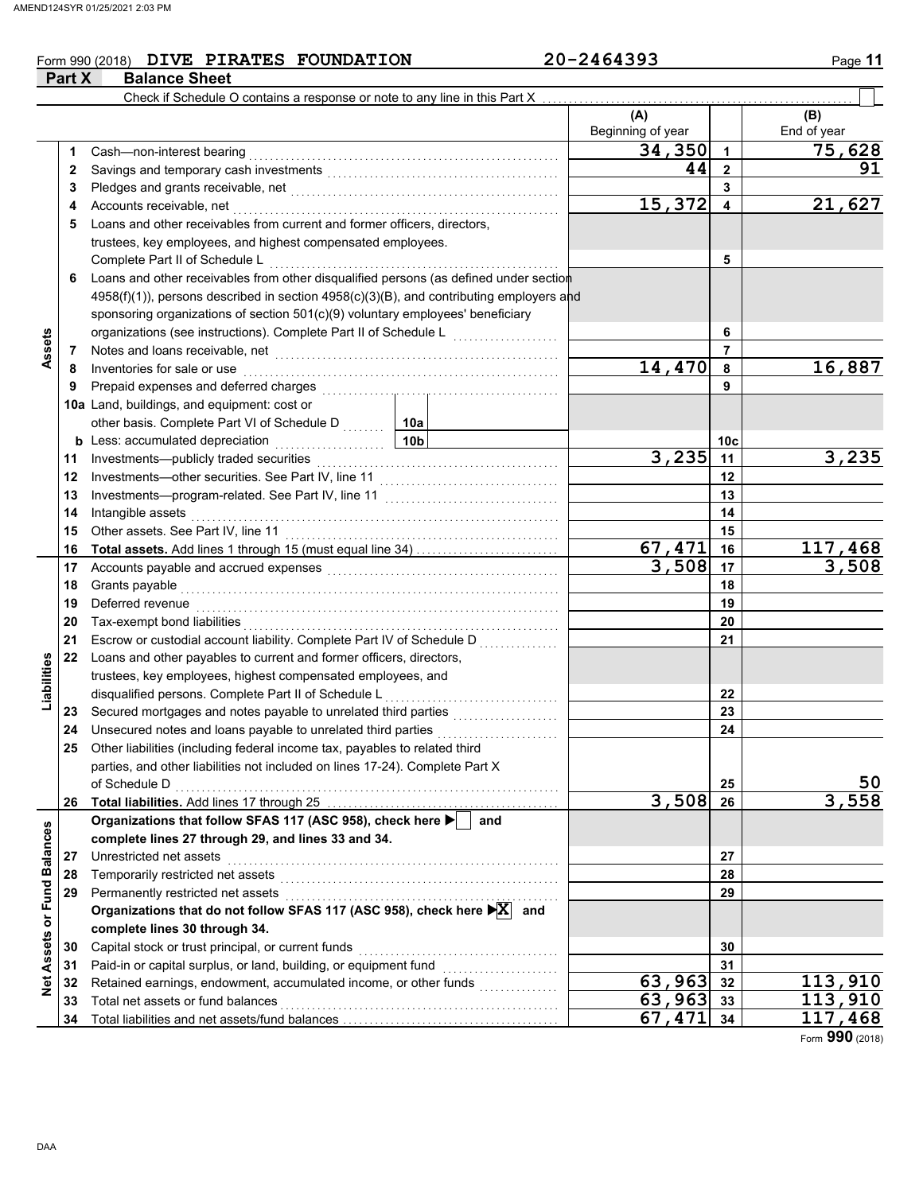Form 990 (2018) **DIVE PIRATES FOUNDATION** **20-2464393**

## Part X Balance Sheet

Check if Schedule O contains a response or note to any line in this Part X ☐

| | | | | (A) Beginning of year | | (B) End of year |
|---|---|---|---|---|---|---|
| **Assets** | 1 | Cash—non-interest bearing | | 34,350 | 1 | 75,628 |
| | 2 | Savings and temporary cash investments | | 44 | 2 | 91 |
| | 3 | Pledges and grants receivable, net | | | 3 | |
| | 4 | Accounts receivable, net | | 15,372 | 4 | 21,627 |
| | 5 | Loans and other receivables from current and former officers, directors, trustees, key employees, and highest compensated employees. Complete Part II of Schedule L | | | 5 | |
| | 6 | Loans and other receivables from other disqualified persons (as defined under section 4958(f)(1)), persons described in section 4958(c)(3)(B), and contributing employers and sponsoring organizations of section 501(c)(9) voluntary employees' beneficiary organizations (see instructions). Complete Part II of Schedule L | | | 6 | |
| | 7 | Notes and loans receivable, net | | | 7 | |
| | 8 | Inventories for sale or use | | 14,470 | 8 | 16,887 |
| | 9 | Prepaid expenses and deferred charges | | | 9 | |
| | 10a | Land, buildings, and equipment: cost or other basis. Complete Part VI of Schedule D | 10a | | | |
| | b | Less: accumulated depreciation | 10b | | 10c | |
| | 11 | Investments—publicly traded securities | | 3,235 | 11 | 3,235 |
| | 12 | Investments—other securities. See Part IV, line 11 | | | 12 | |
| | 13 | Investments—program-related. See Part IV, line 11 | | | 13 | |
| | 14 | Intangible assets | | | 14 | |
| | 15 | Other assets. See Part IV, line 11 | | | 15 | |
| | 16 | **Total assets.** Add lines 1 through 15 (must equal line 34) | | 67,471 | 16 | 117,468 |
| **Liabilities** | 17 | Accounts payable and accrued expenses | | 3,508 | 17 | 3,508 |
| | 18 | Grants payable | | | 18 | |
| | 19 | Deferred revenue | | | 19 | |
| | 20 | Tax-exempt bond liabilities | | | 20 | |
| | 21 | Escrow or custodial account liability. Complete Part IV of Schedule D | | | 21 | |
| | 22 | Loans and other payables to current and former officers, directors, trustees, key employees, highest compensated employees, and disqualified persons. Complete Part II of Schedule L | | | 22 | |
| | 23 | Secured mortgages and notes payable to unrelated third parties | | | 23 | |
| | 24 | Unsecured notes and loans payable to unrelated third parties | | | 24 | |
| | 25 | Other liabilities (including federal income tax, payables to related third parties, and other liabilities not included on lines 17-24). Complete Part X of Schedule D | | | 25 | 50 |
| | 26 | **Total liabilities.** Add lines 17 through 25 | | 3,508 | 26 | 3,558 |
| **Net Assets or Fund Balances** | | **Organizations that follow SFAS 117 (ASC 958), check here ☐ and complete lines 27 through 29, and lines 33 and 34.** | | | | |
| | 27 | Unrestricted net assets | | | 27 | |
| | 28 | Temporarily restricted net assets | | | 28 | |
| | 29 | Permanently restricted net assets | | | 29 | |
| | | **Organizations that do not follow SFAS 117 (ASC 958), check here ☒ and complete lines 30 through 34.** | | | | |
| | 30 | Capital stock or trust principal, or current funds | | | 30 | |
| | 31 | Paid-in or capital surplus, or land, building, or equipment fund | | | 31 | |
| | 32 | Retained earnings, endowment, accumulated income, or other funds | | 63,963 | 32 | 113,910 |
| | 33 | Total net assets or fund balances | | 63,963 | 33 | 113,910 |
| | 34 | Total liabilities and net assets/fund balances | | 67,471 | 34 | 117,468 |

Form **990** (2018)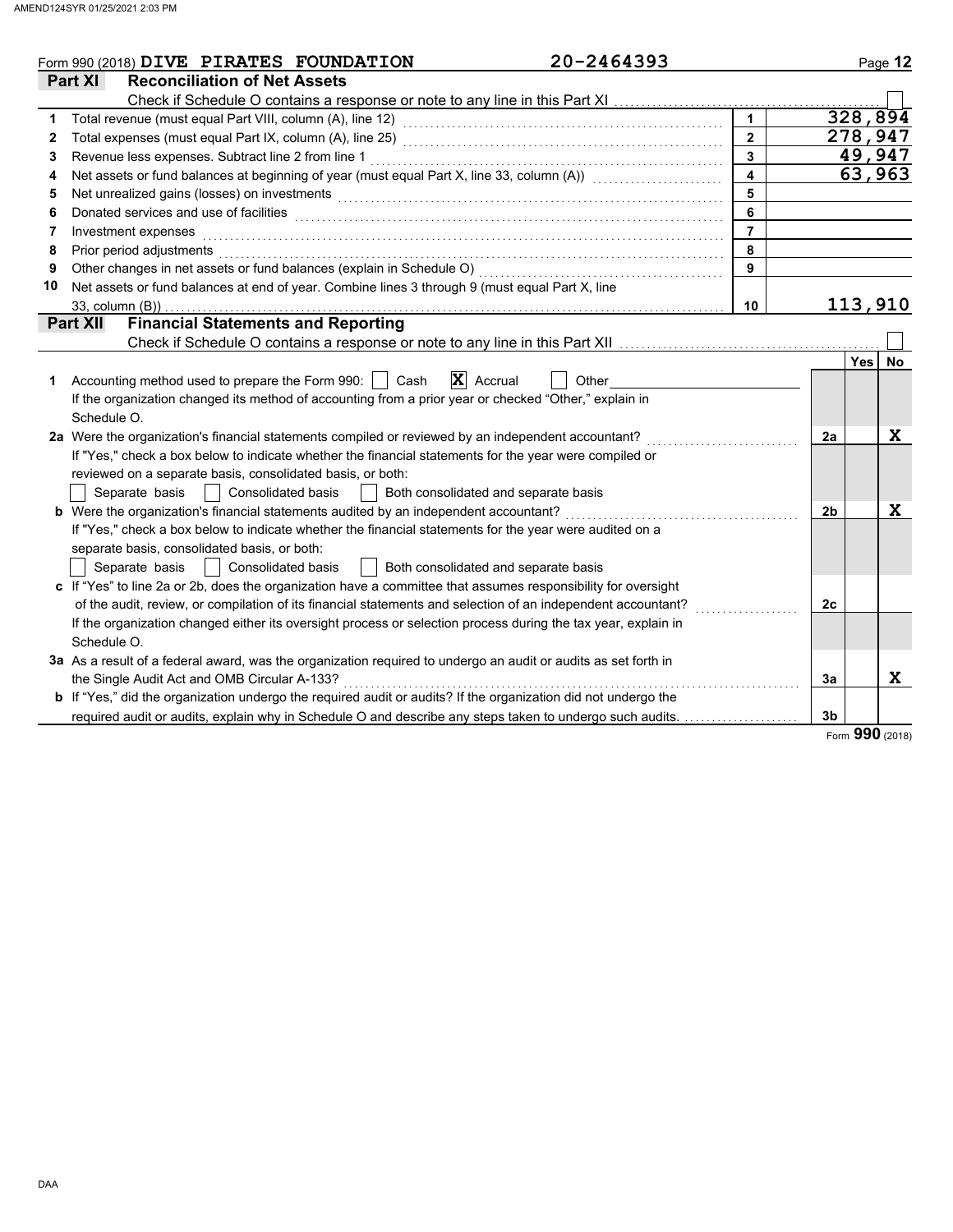Form 990 (2018) DIVE PIRATES FOUNDATION 20-2464393

## Part XI Reconciliation of Net Assets

Check if Schedule O contains a response or note to any line in this Part XI ☐

| | | | |
|---|---|---|---|
| 1 | Total revenue (must equal Part VIII, column (A), line 12) | 1 | 328,894 |
| 2 | Total expenses (must equal Part IX, column (A), line 25) | 2 | 278,947 |
| 3 | Revenue less expenses. Subtract line 2 from line 1 | 3 | 49,947 |
| 4 | Net assets or fund balances at beginning of year (must equal Part X, line 33, column (A)) | 4 | 63,963 |
| 5 | Net unrealized gains (losses) on investments | 5 | |
| 6 | Donated services and use of facilities | 6 | |
| 7 | Investment expenses | 7 | |
| 8 | Prior period adjustments | 8 | |
| 9 | Other changes in net assets or fund balances (explain in Schedule O) | 9 | |
| 10 | Net assets or fund balances at end of year. Combine lines 3 through 9 (must equal Part X, line 33, column (B)) | 10 | 113,910 |

## Part XII Financial Statements and Reporting

Check if Schedule O contains a response or note to any line in this Part XII ☐

| | | | Yes | No |
|---|---|---|---|---|
| 1 | Accounting method used to prepare the Form 990: ☐ Cash ☒ Accrual ☐ Other<br>If the organization changed its method of accounting from a prior year or checked "Other," explain in Schedule O. | | | |
| 2a | Were the organization's financial statements compiled or reviewed by an independent accountant?<br>If "Yes," check a box below to indicate whether the financial statements for the year were compiled or reviewed on a separate basis, consolidated basis, or both:<br>☐ Separate basis ☐ Consolidated basis ☐ Both consolidated and separate basis | 2a | | X |
| b | Were the organization's financial statements audited by an independent accountant?<br>If "Yes," check a box below to indicate whether the financial statements for the year were audited on a separate basis, consolidated basis, or both:<br>☐ Separate basis ☐ Consolidated basis ☐ Both consolidated and separate basis | 2b | | X |
| c | If "Yes" to line 2a or 2b, does the organization have a committee that assumes responsibility for oversight of the audit, review, or compilation of its financial statements and selection of an independent accountant?<br>If the organization changed either its oversight process or selection process during the tax year, explain in Schedule O. | 2c | | |
| 3a | As a result of a federal award, was the organization required to undergo an audit or audits as set forth in the Single Audit Act and OMB Circular A-133? | 3a | | X |
| b | If "Yes," did the organization undergo the required audit or audits? If the organization did not undergo the required audit or audits, explain why in Schedule O and describe any steps taken to undergo such audits. | 3b | | |

Form 990 (2018)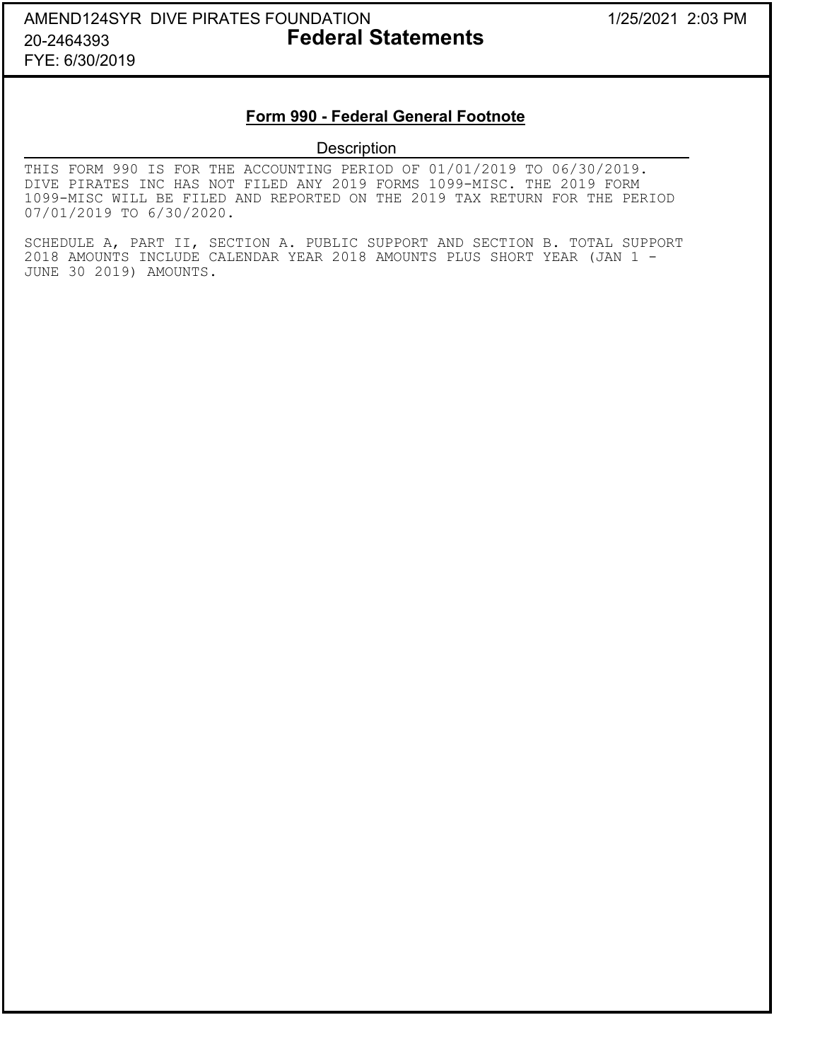AMEND124SYR DIVE PIRATES FOUNDATION

20-2464393

FYE: 6/30/2019

1/25/2021 2:03 PM

# Federal Statements

## Form 990 - Federal General Footnote

| Description |
|---|
| THIS FORM 990 IS FOR THE ACCOUNTING PERIOD OF 01/01/2019 TO 06/30/2019. DIVE PIRATES INC HAS NOT FILED ANY 2019 FORMS 1099-MISC. THE 2019 FORM 1099-MISC WILL BE FILED AND REPORTED ON THE 2019 TAX RETURN FOR THE PERIOD 07/01/2019 TO 6/30/2020. |
| SCHEDULE A, PART II, SECTION A. PUBLIC SUPPORT AND SECTION B. TOTAL SUPPORT 2018 AMOUNTS INCLUDE CALENDAR YEAR 2018 AMOUNTS PLUS SHORT YEAR (JAN 1 - JUNE 30 2019) AMOUNTS. |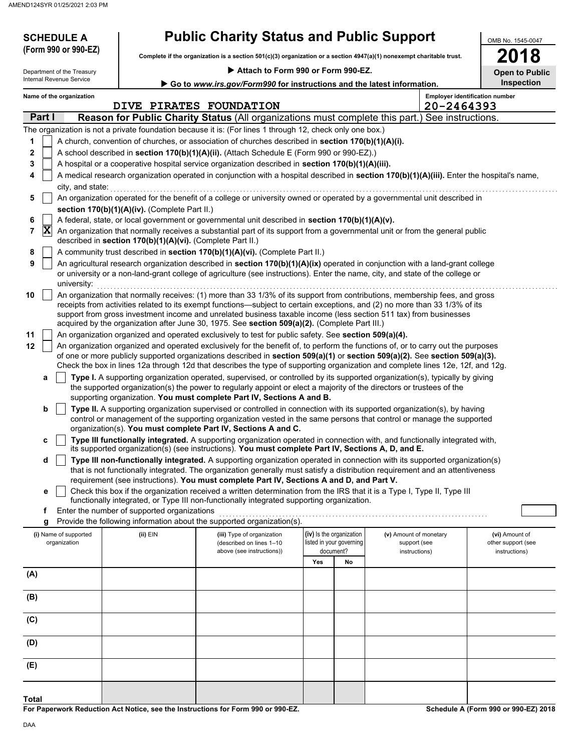**SCHEDULE A**
**(Form 990 or 990-EZ)**

Department of the Treasury
Internal Revenue Service

# Public Charity Status and Public Support

**Complete if the organization is a section 501(c)(3) organization or a section 4947(a)(1) nonexempt charitable trust.**

▶ **Attach to Form 990 or Form 990-EZ.**

▶ **Go to *www.irs.gov/Form990* for instructions and the latest information.**

OMB No. 1545-0047

**2018**

**Open to Public Inspection**

**Name of the organization**: DIVE PIRATES FOUNDATION

**Employer identification number**: 20-2464393

## Part I — Reason for Public Charity Status (All organizations must complete this part.) See instructions.

The organization is not a private foundation because it is: (For lines 1 through 12, check only one box.)

1. [ ] A church, convention of churches, or association of churches described in **section 170(b)(1)(A)(i).**
2. [ ] A school described in **section 170(b)(1)(A)(ii).** (Attach Schedule E (Form 990 or 990-EZ).)
3. [ ] A hospital or a cooperative hospital service organization described in **section 170(b)(1)(A)(iii).**
4. [ ] A medical research organization operated in conjunction with a hospital described in **section 170(b)(1)(A)(iii).** Enter the hospital's name, city, and state:
5. [ ] An organization operated for the benefit of a college or university owned or operated by a governmental unit described in **section 170(b)(1)(A)(iv).** (Complete Part II.)
6. [ ] A federal, state, or local government or governmental unit described in **section 170(b)(1)(A)(v).**
7. [X] An organization that normally receives a substantial part of its support from a governmental unit or from the general public described in **section 170(b)(1)(A)(vi).** (Complete Part II.)
8. [ ] A community trust described in **section 170(b)(1)(A)(vi).** (Complete Part II.)
9. [ ] An agricultural research organization described in **section 170(b)(1)(A)(ix)** operated in conjunction with a land-grant college or university or a non-land-grant college of agriculture (see instructions). Enter the name, city, and state of the college or university:
10. [ ] An organization that normally receives: (1) more than 33 1/3% of its support from contributions, membership fees, and gross receipts from activities related to its exempt functions—subject to certain exceptions, and (2) no more than 33 1/3% of its support from gross investment income and unrelated business taxable income (less section 511 tax) from businesses acquired by the organization after June 30, 1975. See **section 509(a)(2).** (Complete Part III.)
11. [ ] An organization organized and operated exclusively to test for public safety. See **section 509(a)(4).**
12. [ ] An organization organized and operated exclusively for the benefit of, to perform the functions of, or to carry out the purposes of one or more publicly supported organizations described in **section 509(a)(1)** or **section 509(a)(2).** See **section 509(a)(3).** Check the box in lines 12a through 12d that describes the type of supporting organization and complete lines 12e, 12f, and 12g.
   - **a** [ ] **Type I.** A supporting organization operated, supervised, or controlled by its supported organization(s), typically by giving the supported organization(s) the power to regularly appoint or elect a majority of the directors or trustees of the supporting organization. **You must complete Part IV, Sections A and B.**
   - **b** [ ] **Type II.** A supporting organization supervised or controlled in connection with its supported organization(s), by having control or management of the supporting organization vested in the same persons that control or manage the supported organization(s). **You must complete Part IV, Sections A and C.**
   - **c** [ ] **Type III functionally integrated.** A supporting organization operated in connection with, and functionally integrated with, its supported organization(s) (see instructions). **You must complete Part IV, Sections A, D, and E.**
   - **d** [ ] **Type III non-functionally integrated.** A supporting organization operated in connection with its supported organization(s) that is not functionally integrated. The organization generally must satisfy a distribution requirement and an attentiveness requirement (see instructions). **You must complete Part IV, Sections A and D, and Part V.**
   - **e** [ ] Check this box if the organization received a written determination from the IRS that it is a Type I, Type II, Type III functionally integrated, or Type III non-functionally integrated supporting organization.
   - **f** Enter the number of supported organizations
   - **g** Provide the following information about the supported organization(s).

| (i) Name of supported organization | (ii) EIN | (iii) Type of organization (described on lines 1–10 above (see instructions)) | (iv) Is the organization listed in your governing document? | | (v) Amount of monetary support (see instructions) | (vi) Amount of other support (see instructions) |
|---|---|---|---|---|---|---|
| | | | Yes | No | | |
| (A) | | | | | | |
| (B) | | | | | | |
| (C) | | | | | | |
| (D) | | | | | | |
| (E) | | | | | | |
| **Total** | | | | | | |

**For Paperwork Reduction Act Notice, see the Instructions for Form 990 or 990-EZ.**

**Schedule A (Form 990 or 990-EZ) 2018**

DAA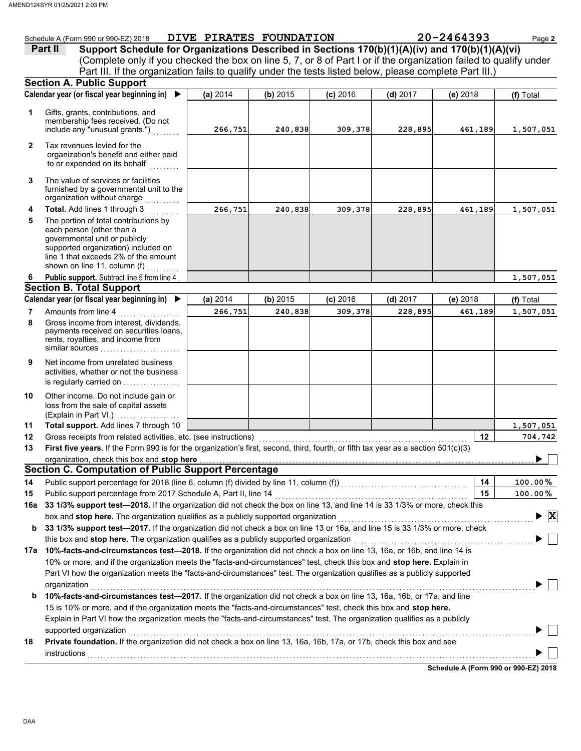Schedule A (Form 990 or 990-EZ) 2018 DIVE PIRATES FOUNDATION 20-2464393 Page **2**

**Part II** **Support Schedule for Organizations Described in Sections 170(b)(1)(A)(iv) and 170(b)(1)(A)(vi)**
(Complete only if you checked the box on line 5, 7, or 8 of Part I or if the organization failed to qualify under Part III. If the organization fails to qualify under the tests listed below, please complete Part III.)

## Section A. Public Support

| | Calendar year (or fiscal year beginning in) ▶ | (a) 2014 | (b) 2015 | (c) 2016 | (d) 2017 | (e) 2018 | (f) Total |
|---|---|---|---|---|---|---|---|
| 1 | Gifts, grants, contributions, and membership fees received. (Do not include any "unusual grants.") | 266,751 | 240,838 | 309,378 | 228,895 | 461,189 | 1,507,051 |
| 2 | Tax revenues levied for the organization's benefit and either paid to or expended on its behalf | | | | | | |
| 3 | The value of services or facilities furnished by a governmental unit to the organization without charge | | | | | | |
| 4 | **Total.** Add lines 1 through 3 | 266,751 | 240,838 | 309,378 | 228,895 | 461,189 | 1,507,051 |
| 5 | The portion of total contributions by each person (other than a governmental unit or publicly supported organization) included on line 1 that exceeds 2% of the amount shown on line 11, column (f) | | | | | | |
| 6 | **Public support.** Subtract line 5 from line 4 | | | | | | 1,507,051 |

## Section B. Total Support

| | Calendar year (or fiscal year beginning in) ▶ | (a) 2014 | (b) 2015 | (c) 2016 | (d) 2017 | (e) 2018 | (f) Total |
|---|---|---|---|---|---|---|---|
| 7 | Amounts from line 4 | 266,751 | 240,838 | 309,378 | 228,895 | 461,189 | 1,507,051 |
| 8 | Gross income from interest, dividends, payments received on securities loans, rents, royalties, and income from similar sources | | | | | | |
| 9 | Net income from unrelated business activities, whether or not the business is regularly carried on | | | | | | |
| 10 | Other income. Do not include gain or loss from the sale of capital assets (Explain in Part VI.) | | | | | | |
| 11 | **Total support.** Add lines 7 through 10 | | | | | | 1,507,051 |

**12** Gross receipts from related activities, etc. (see instructions) | **12** | 704,742

**13** **First five years.** If the Form 990 is for the organization's first, second, third, fourth, or fifth tax year as a section 501(c)(3) organization, check this box and **stop here** ▶ ☐

## Section C. Computation of Public Support Percentage

**14** Public support percentage for 2018 (line 6, column (f) divided by line 11, column (f)) | **14** | 100.00 %

**15** Public support percentage from 2017 Schedule A, Part II, line 14 | **15** | 100.00 %

**16a** **33 1/3% support test—2018.** If the organization did not check the box on line 13, and line 14 is 33 1/3% or more, check this box and **stop here.** The organization qualifies as a publicly supported organization ▶ ☒

**b** **33 1/3% support test—2017.** If the organization did not check a box on line 13 or 16a, and line 15 is 33 1/3% or more, check this box and **stop here.** The organization qualifies as a publicly supported organization ▶ ☐

**17a** **10%-facts-and-circumstances test—2018.** If the organization did not check a box on line 13, 16a, or 16b, and line 14 is 10% or more, and if the organization meets the "facts-and-circumstances" test, check this box and **stop here.** Explain in Part VI how the organization meets the "facts-and-circumstances" test. The organization qualifies as a publicly supported organization ▶ ☐

**b** **10%-facts-and-circumstances test—2017.** If the organization did not check a box on line 13, 16a, 16b, or 17a, and line 15 is 10% or more, and if the organization meets the "facts-and-circumstances" test, check this box and **stop here.** Explain in Part VI how the organization meets the "facts-and-circumstances" test. The organization qualifies as a publicly supported organization ▶ ☐

**18** **Private foundation.** If the organization did not check a box on line 13, 16a, 16b, 17a, or 17b, check this box and see instructions ▶ ☐

**Schedule A (Form 990 or 990-EZ) 2018**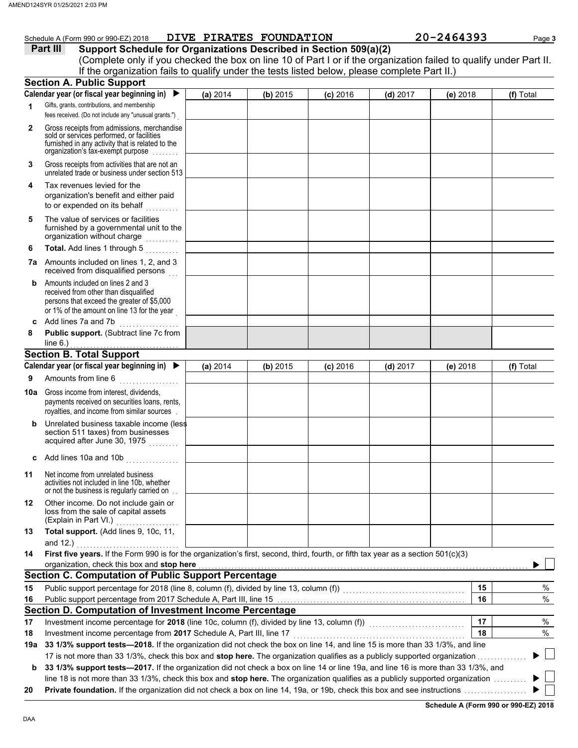Schedule A (Form 990 or 990-EZ) 2018 DIVE PIRATES FOUNDATION 20-2464393

## Part III Support Schedule for Organizations Described in Section 509(a)(2)

(Complete only if you checked the box on line 10 of Part I or if the organization failed to qualify under Part II. If the organization fails to qualify under the tests listed below, please complete Part II.)

### Section A. Public Support

| Calendar year (or fiscal year beginning in) ▶ | (a) 2014 | (b) 2015 | (c) 2016 | (d) 2017 | (e) 2018 | (f) Total |
|---|---|---|---|---|---|---|
| 1 Gifts, grants, contributions, and membership fees received. (Do not include any "unusual grants.") | | | | | | |
| 2 Gross receipts from admissions, merchandise sold or services performed, or facilities furnished in any activity that is related to the organization's tax-exempt purpose | | | | | | |
| 3 Gross receipts from activities that are not an unrelated trade or business under section 513 | | | | | | |
| 4 Tax revenues levied for the organization's benefit and either paid to or expended on its behalf | | | | | | |
| 5 The value of services or facilities furnished by a governmental unit to the organization without charge | | | | | | |
| 6 **Total.** Add lines 1 through 5 | | | | | | |
| 7a Amounts included on lines 1, 2, and 3 received from disqualified persons | | | | | | |
| b Amounts included on lines 2 and 3 received from other than disqualified persons that exceed the greater of $5,000 or 1% of the amount on line 13 for the year | | | | | | |
| c Add lines 7a and 7b | | | | | | |
| 8 **Public support.** (Subtract line 7c from line 6.) | | | | | | |

### Section B. Total Support

| Calendar year (or fiscal year beginning in) ▶ | (a) 2014 | (b) 2015 | (c) 2016 | (d) 2017 | (e) 2018 | (f) Total |
|---|---|---|---|---|---|---|
| 9 Amounts from line 6 | | | | | | |
| 10a Gross income from interest, dividends, payments received on securities loans, rents, royalties, and income from similar sources | | | | | | |
| b Unrelated business taxable income (less section 511 taxes) from businesses acquired after June 30, 1975 | | | | | | |
| c Add lines 10a and 10b | | | | | | |
| 11 Net income from unrelated business activities not included in line 10b, whether or not the business is regularly carried on | | | | | | |
| 12 Other income. Do not include gain or loss from the sale of capital assets (Explain in Part VI.) | | | | | | |
| 13 **Total support.** (Add lines 9, 10c, 11, and 12.) | | | | | | |

14 **First five years.** If the Form 990 is for the organization's first, second, third, fourth, or fifth tax year as a section 501(c)(3) organization, check this box and **stop here** ▶ ☐

### Section C. Computation of Public Support Percentage

| | | | |
|---|---|---|---|
| 15 | Public support percentage for 2018 (line 8, column (f), divided by line 13, column (f)) | 15 | % |
| 16 | Public support percentage from 2017 Schedule A, Part III, line 15 | 16 | % |

### Section D. Computation of Investment Income Percentage

| | | | |
|---|---|---|---|
| 17 | Investment income percentage for **2018** (line 10c, column (f), divided by line 13, column (f)) | 17 | % |
| 18 | Investment income percentage from **2017** Schedule A, Part III, line 17 | 18 | % |

19a **33 1/3% support tests—2018.** If the organization did not check the box on line 14, and line 15 is more than 33 1/3%, and line 17 is not more than 33 1/3%, check this box and **stop here.** The organization qualifies as a publicly supported organization ▶ ☐

b **33 1/3% support tests—2017.** If the organization did not check a box on line 14 or line 19a, and line 16 is more than 33 1/3%, and line 18 is not more than 33 1/3%, check this box and **stop here.** The organization qualifies as a publicly supported organization ▶ ☐

20 **Private foundation.** If the organization did not check a box on line 14, 19a, or 19b, check this box and see instructions ▶ ☐

**Schedule A (Form 990 or 990-EZ) 2018**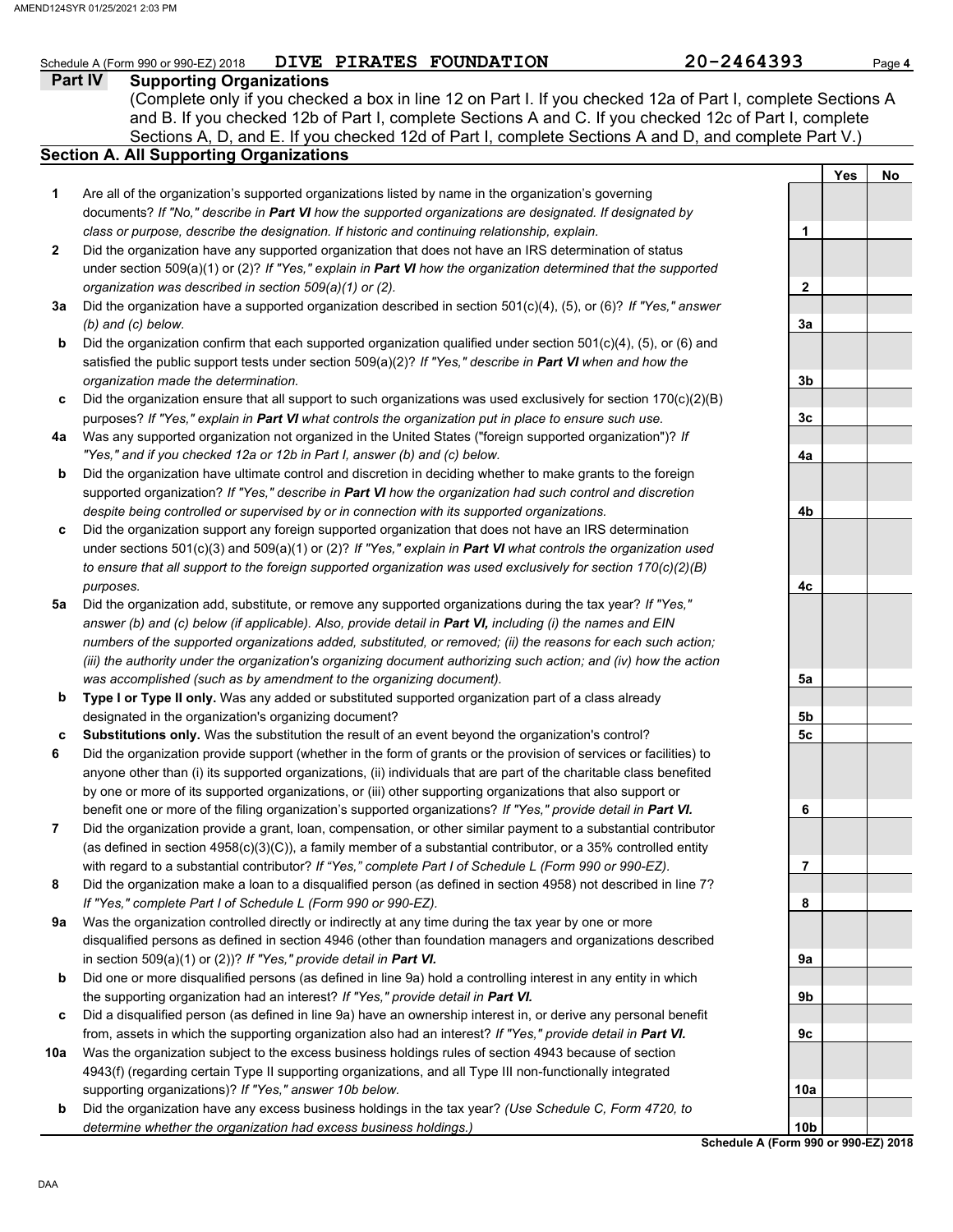Schedule A (Form 990 or 990-EZ) 2018 DIVE PIRATES FOUNDATION 20-2464393 Page **4**

## Part IV Supporting Organizations

(Complete only if you checked a box in line 12 on Part I. If you checked 12a of Part I, complete Sections A and B. If you checked 12b of Part I, complete Sections A and C. If you checked 12c of Part I, complete Sections A, D, and E. If you checked 12d of Part I, complete Sections A and D, and complete Part V.)

### Section A. All Supporting Organizations

| | | | Yes | No |
|---|---|---|---|---|
| **1** | Are all of the organization's supported organizations listed by name in the organization's governing documents? *If "No," describe in **Part VI** how the supported organizations are designated. If designated by class or purpose, describe the designation. If historic and continuing relationship, explain.* | **1** | | |
| **2** | Did the organization have any supported organization that does not have an IRS determination of status under section 509(a)(1) or (2)? *If "Yes," explain in **Part VI** how the organization determined that the supported organization was described in section 509(a)(1) or (2).* | **2** | | |
| **3a** | Did the organization have a supported organization described in section 501(c)(4), (5), or (6)? *If "Yes," answer (b) and (c) below.* | **3a** | | |
| **b** | Did the organization confirm that each supported organization qualified under section 501(c)(4), (5), or (6) and satisfied the public support tests under section 509(a)(2)? *If "Yes," describe in **Part VI** when and how the organization made the determination.* | **3b** | | |
| **c** | Did the organization ensure that all support to such organizations was used exclusively for section 170(c)(2)(B) purposes? *If "Yes," explain in **Part VI** what controls the organization put in place to ensure such use.* | **3c** | | |
| **4a** | Was any supported organization not organized in the United States ("foreign supported organization")? *If "Yes," and if you checked 12a or 12b in Part I, answer (b) and (c) below.* | **4a** | | |
| **b** | Did the organization have ultimate control and discretion in deciding whether to make grants to the foreign supported organization? *If "Yes," describe in **Part VI** how the organization had such control and discretion despite being controlled or supervised by or in connection with its supported organizations.* | **4b** | | |
| **c** | Did the organization support any foreign supported organization that does not have an IRS determination under sections 501(c)(3) and 509(a)(1) or (2)? *If "Yes," explain in **Part VI** what controls the organization used to ensure that all support to the foreign supported organization was used exclusively for section 170(c)(2)(B) purposes.* | **4c** | | |
| **5a** | Did the organization add, substitute, or remove any supported organizations during the tax year? *If "Yes," answer (b) and (c) below (if applicable). Also, provide detail in **Part VI,** including (i) the names and EIN numbers of the supported organizations added, substituted, or removed; (ii) the reasons for each such action; (iii) the authority under the organization's organizing document authorizing such action; and (iv) how the action was accomplished (such as by amendment to the organizing document).* | **5a** | | |
| **b** | **Type I or Type II only.** Was any added or substituted supported organization part of a class already designated in the organization's organizing document? | **5b** | | |
| **c** | **Substitutions only.** Was the substitution the result of an event beyond the organization's control? | **5c** | | |
| **6** | Did the organization provide support (whether in the form of grants or the provision of services or facilities) to anyone other than (i) its supported organizations, (ii) individuals that are part of the charitable class benefited by one or more of its supported organizations, or (iii) other supporting organizations that also support or benefit one or more of the filing organization's supported organizations? ***If "Yes," provide detail in Part VI.*** | **6** | | |
| **7** | Did the organization provide a grant, loan, compensation, or other similar payment to a substantial contributor (as defined in section 4958(c)(3)(C)), a family member of a substantial contributor, or a 35% controlled entity with regard to a substantial contributor? *If "Yes," complete Part I of Schedule L (Form 990 or 990-EZ).* | **7** | | |
| **8** | Did the organization make a loan to a disqualified person (as defined in section 4958) not described in line 7? *If "Yes," complete Part I of Schedule L (Form 990 or 990-EZ).* | **8** | | |
| **9a** | Was the organization controlled directly or indirectly at any time during the tax year by one or more disqualified persons as defined in section 4946 (other than foundation managers and organizations described in section 509(a)(1) or (2))? ***If "Yes," provide detail in Part VI.*** | **9a** | | |
| **b** | Did one or more disqualified persons (as defined in line 9a) hold a controlling interest in any entity in which the supporting organization had an interest? ***If "Yes," provide detail in Part VI.*** | **9b** | | |
| **c** | Did a disqualified person (as defined in line 9a) have an ownership interest in, or derive any personal benefit from, assets in which the supporting organization also had an interest? ***If "Yes," provide detail in Part VI.*** | **9c** | | |
| **10a** | Was the organization subject to the excess business holdings rules of section 4943 because of section 4943(f) (regarding certain Type II supporting organizations, and all Type III non-functionally integrated supporting organizations)? *If "Yes," answer 10b below.* | **10a** | | |
| **b** | Did the organization have any excess business holdings in the tax year? *(Use Schedule C, Form 4720, to determine whether the organization had excess business holdings.)* | **10b** | | |

**Schedule A (Form 990 or 990-EZ) 2018**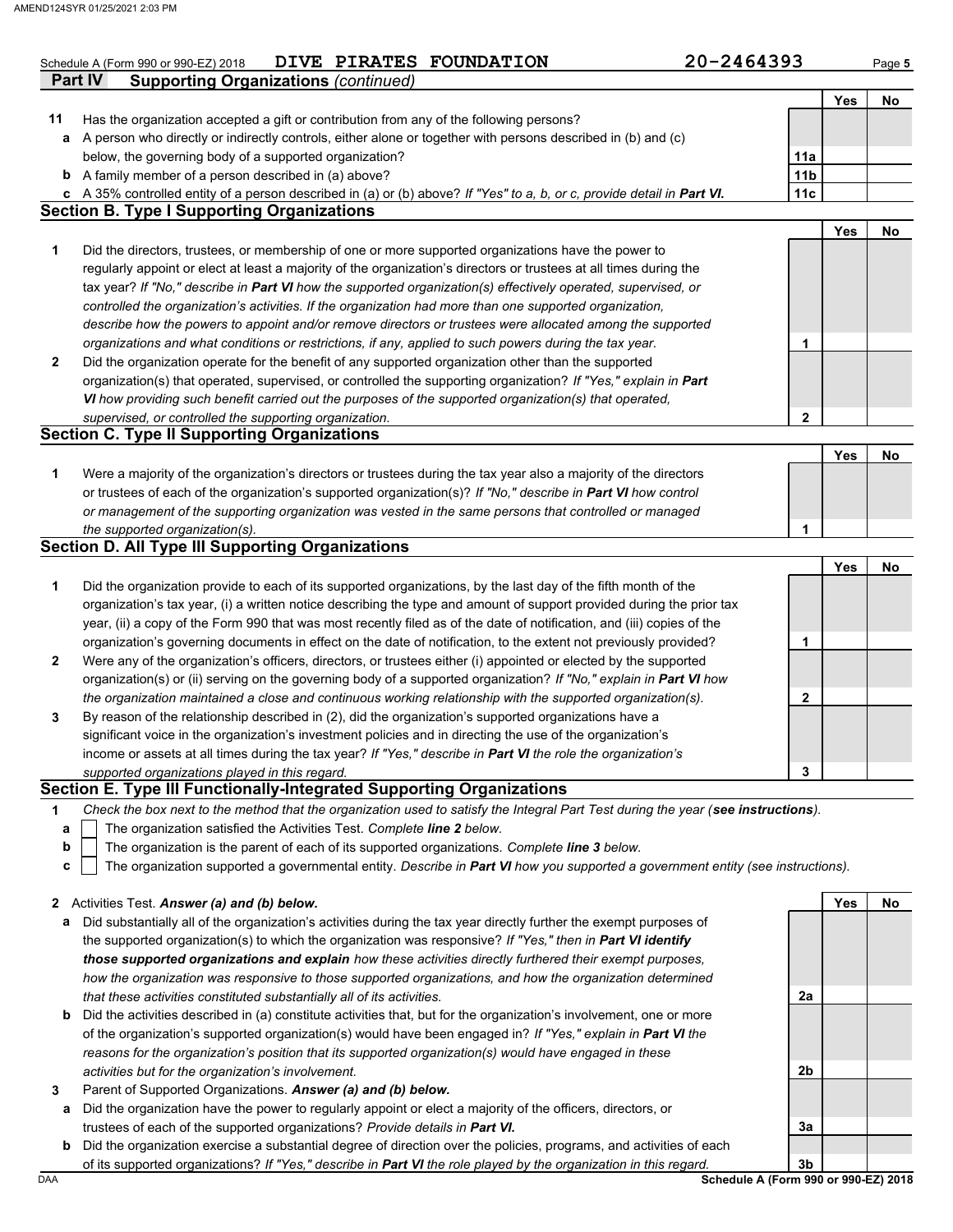Schedule A (Form 990 or 990-EZ) 2018 DIVE PIRATES FOUNDATION 20-2464393

## Part IV Supporting Organizations *(continued)*

| | | | Yes | No |
|---|---|---|---|---|
| **11** | Has the organization accepted a gift or contribution from any of the following persons? | | | |
| **a** | A person who directly or indirectly controls, either alone or together with persons described in (b) and (c) below, the governing body of a supported organization? | **11a** | | |
| **b** | A family member of a person described in (a) above? | **11b** | | |
| **c** | A 35% controlled entity of a person described in (a) or (b) above? *If "Yes" to a, b, or c, provide detail in **Part VI.*** | **11c** | | |

### Section B. Type I Supporting Organizations

| | | | Yes | No |
|---|---|---|---|---|
| **1** | Did the directors, trustees, or membership of one or more supported organizations have the power to regularly appoint or elect at least a majority of the organization's directors or trustees at all times during the tax year? *If "No," describe in **Part VI** how the supported organization(s) effectively operated, supervised, or controlled the organization's activities. If the organization had more than one supported organization, describe how the powers to appoint and/or remove directors or trustees were allocated among the supported organizations and what conditions or restrictions, if any, applied to such powers during the tax year.* | **1** | | |
| **2** | Did the organization operate for the benefit of any supported organization other than the supported organization(s) that operated, supervised, or controlled the supporting organization? *If "Yes," explain in **Part VI** how providing such benefit carried out the purposes of the supported organization(s) that operated, supervised, or controlled the supporting organization.* | **2** | | |

### Section C. Type II Supporting Organizations

| | | | Yes | No |
|---|---|---|---|---|
| **1** | Were a majority of the organization's directors or trustees during the tax year also a majority of the directors or trustees of each of the organization's supported organization(s)? *If "No," describe in **Part VI** how control or management of the supporting organization was vested in the same persons that controlled or managed the supported organization(s).* | **1** | | |

### Section D. All Type III Supporting Organizations

| | | | Yes | No |
|---|---|---|---|---|
| **1** | Did the organization provide to each of its supported organizations, by the last day of the fifth month of the organization's tax year, (i) a written notice describing the type and amount of support provided during the prior tax year, (ii) a copy of the Form 990 that was most recently filed as of the date of notification, and (iii) copies of the organization's governing documents in effect on the date of notification, to the extent not previously provided? | **1** | | |
| **2** | Were any of the organization's officers, directors, or trustees either (i) appointed or elected by the supported organization(s) or (ii) serving on the governing body of a supported organization? *If "No," explain in **Part VI** how the organization maintained a close and continuous working relationship with the supported organization(s).* | **2** | | |
| **3** | By reason of the relationship described in (2), did the organization's supported organizations have a significant voice in the organization's investment policies and in directing the use of the organization's income or assets at all times during the tax year? *If "Yes," describe in **Part VI** the role the organization's supported organizations played in this regard.* | **3** | | |

### Section E. Type III Functionally-Integrated Supporting Organizations

**1** *Check the box next to the method that the organization used to satisfy the Integral Part Test during the year (**see instructions**).*

- **a** ☐ The organization satisfied the Activities Test. *Complete **line 2** below.*
- **b** ☐ The organization is the parent of each of its supported organizations. *Complete **line 3** below.*
- **c** ☐ The organization supported a governmental entity. *Describe in **Part VI** how you supported a government entity (see instructions).*

| | | | Yes | No |
|---|---|---|---|---|
| **2** | Activities Test. ***Answer (a) and (b) below.*** | | | |
| **a** | Did substantially all of the organization's activities during the tax year directly further the exempt purposes of the supported organization(s) to which the organization was responsive? *If "Yes," then in **Part VI identify those supported organizations and explain** how these activities directly furthered their exempt purposes, how the organization was responsive to those supported organizations, and how the organization determined that these activities constituted substantially all of its activities.* | **2a** | | |
| **b** | Did the activities described in (a) constitute activities that, but for the organization's involvement, one or more of the organization's supported organization(s) would have been engaged in? *If "Yes," explain in **Part VI** the reasons for the organization's position that its supported organization(s) would have engaged in these activities but for the organization's involvement.* | **2b** | | |
| **3** | Parent of Supported Organizations. ***Answer (a) and (b) below.*** | | | |
| **a** | Did the organization have the power to regularly appoint or elect a majority of the officers, directors, or trustees of each of the supported organizations? *Provide details in **Part VI.*** | **3a** | | |
| **b** | Did the organization exercise a substantial degree of direction over the policies, programs, and activities of each of its supported organizations? *If "Yes," describe in **Part VI** the role played by the organization in this regard.* | **3b** | | |

**Schedule A (Form 990 or 990-EZ) 2018**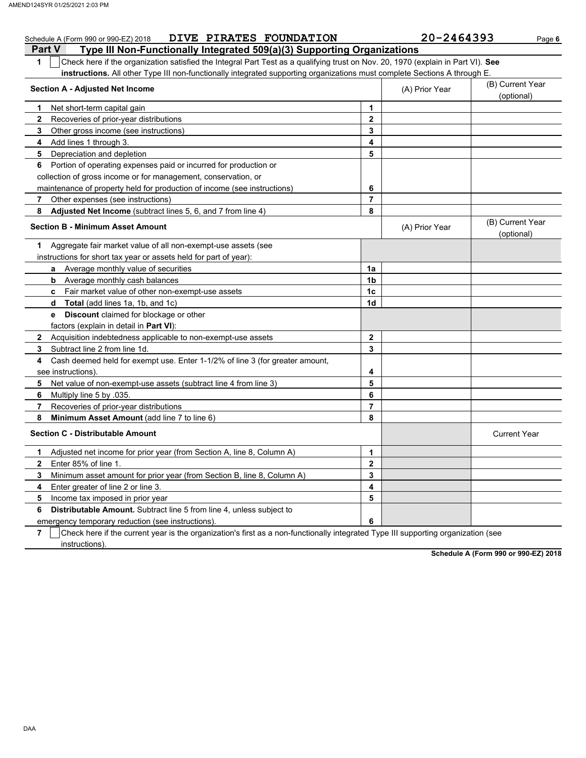Schedule A (Form 990 or 990-EZ) 2018 DIVE PIRATES FOUNDATION 20-2464393

## Part V Type III Non-Functionally Integrated 509(a)(3) Supporting Organizations

1 ☐ Check here if the organization satisfied the Integral Part Test as a qualifying trust on Nov. 20, 1970 (explain in Part VI). **See instructions.** All other Type III non-functionally integrated supporting organizations must complete Sections A through E.

| **Section A - Adjusted Net Income** | | (A) Prior Year | (B) Current Year (optional) |
|---|---|---|---|
| **1** Net short-term capital gain | 1 | | |
| **2** Recoveries of prior-year distributions | 2 | | |
| **3** Other gross income (see instructions) | 3 | | |
| **4** Add lines 1 through 3. | 4 | | |
| **5** Depreciation and depletion | 5 | | |
| **6** Portion of operating expenses paid or incurred for production or collection of gross income or for management, conservation, or maintenance of property held for production of income (see instructions) | 6 | | |
| **7** Other expenses (see instructions) | 7 | | |
| **8** **Adjusted Net Income** (subtract lines 5, 6, and 7 from line 4) | 8 | | |

| **Section B - Minimum Asset Amount** | | (A) Prior Year | (B) Current Year (optional) |
|---|---|---|---|
| **1** Aggregate fair market value of all non-exempt-use assets (see instructions for short tax year or assets held for part of year): | | | |
| **a** Average monthly value of securities | 1a | | |
| **b** Average monthly cash balances | 1b | | |
| **c** Fair market value of other non-exempt-use assets | 1c | | |
| **d** **Total** (add lines 1a, 1b, and 1c) | 1d | | |
| **e** **Discount** claimed for blockage or other factors (explain in detail in **Part VI**): | | | |
| **2** Acquisition indebtedness applicable to non-exempt-use assets | 2 | | |
| **3** Subtract line 2 from line 1d. | 3 | | |
| **4** Cash deemed held for exempt use. Enter 1-1/2% of line 3 (for greater amount, see instructions). | 4 | | |
| **5** Net value of non-exempt-use assets (subtract line 4 from line 3) | 5 | | |
| **6** Multiply line 5 by .035. | 6 | | |
| **7** Recoveries of prior-year distributions | 7 | | |
| **8** **Minimum Asset Amount** (add line 7 to line 6) | 8 | | |

| **Section C - Distributable Amount** | | | Current Year |
|---|---|---|---|
| **1** Adjusted net income for prior year (from Section A, line 8, Column A) | 1 | | |
| **2** Enter 85% of line 1. | 2 | | |
| **3** Minimum asset amount for prior year (from Section B, line 8, Column A) | 3 | | |
| **4** Enter greater of line 2 or line 3. | 4 | | |
| **5** Income tax imposed in prior year | 5 | | |
| **6** **Distributable Amount.** Subtract line 5 from line 4, unless subject to emergency temporary reduction (see instructions). | 6 | | |

7 ☐ Check here if the current year is the organization's first as a non-functionally integrated Type III supporting organization (see instructions).

**Schedule A (Form 990 or 990-EZ) 2018**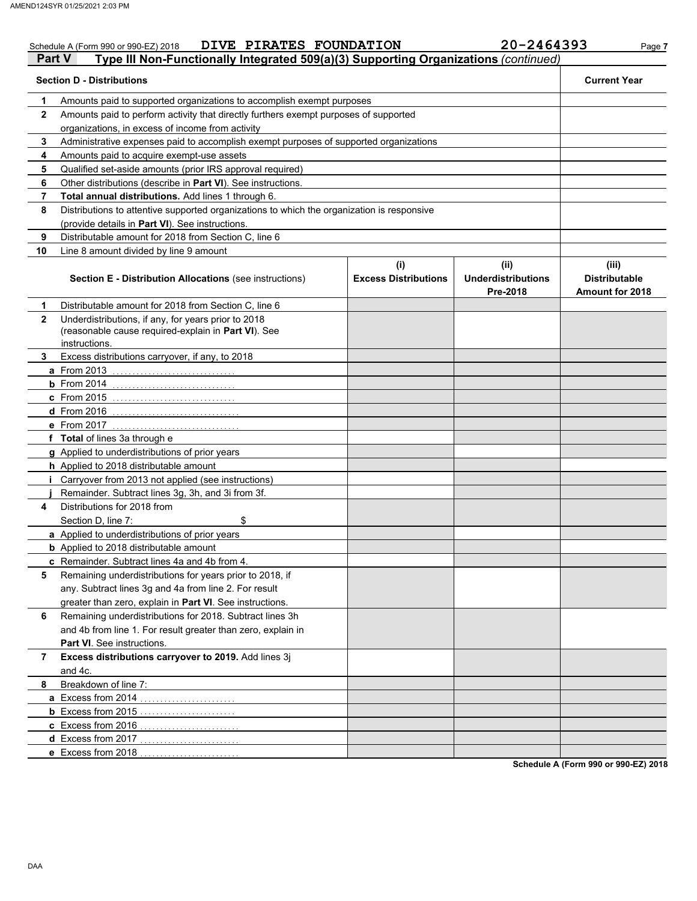Schedule A (Form 990 or 990-EZ) 2018 DIVE PIRATES FOUNDATION 20-2464393

## Part V Type III Non-Functionally Integrated 509(a)(3) Supporting Organizations *(continued)*

| **Section D - Distributions** | | **Current Year** |
|---|---|---|
| 1 | Amounts paid to supported organizations to accomplish exempt purposes | |
| 2 | Amounts paid to perform activity that directly furthers exempt purposes of supported organizations, in excess of income from activity | |
| 3 | Administrative expenses paid to accomplish exempt purposes of supported organizations | |
| 4 | Amounts paid to acquire exempt-use assets | |
| 5 | Qualified set-aside amounts (prior IRS approval required) | |
| 6 | Other distributions (describe in **Part VI**). See instructions. | |
| 7 | **Total annual distributions.** Add lines 1 through 6. | |
| 8 | Distributions to attentive supported organizations to which the organization is responsive (provide details in **Part VI**). See instructions. | |
| 9 | Distributable amount for 2018 from Section C, line 6 | |
| 10 | Line 8 amount divided by line 9 amount | |

| | **Section E - Distribution Allocations** (see instructions) | **(i) Excess Distributions** | **(ii) Underdistributions Pre-2018** | **(iii) Distributable Amount for 2018** |
|---|---|---|---|---|
| 1 | Distributable amount for 2018 from Section C, line 6 | | | |
| 2 | Underdistributions, if any, for years prior to 2018 (reasonable cause required-explain in **Part VI**). See instructions. | | | |
| 3 | Excess distributions carryover, if any, to 2018 | | | |
| a | From 2013 | | | |
| b | From 2014 | | | |
| c | From 2015 | | | |
| d | From 2016 | | | |
| e | From 2017 | | | |
| f | **Total** of lines 3a through e | | | |
| g | Applied to underdistributions of prior years | | | |
| h | Applied to 2018 distributable amount | | | |
| i | Carryover from 2013 not applied (see instructions) | | | |
| j | Remainder. Subtract lines 3g, 3h, and 3i from 3f. | | | |
| 4 | Distributions for 2018 from Section D, line 7: $ | | | |
| a | Applied to underdistributions of prior years | | | |
| b | Applied to 2018 distributable amount | | | |
| c | Remainder. Subtract lines 4a and 4b from 4. | | | |
| 5 | Remaining underdistributions for years prior to 2018, if any. Subtract lines 3g and 4a from line 2. For result greater than zero, explain in **Part VI**. See instructions. | | | |
| 6 | Remaining underdistributions for 2018. Subtract lines 3h and 4b from line 1. For result greater than zero, explain in **Part VI**. See instructions. | | | |
| 7 | **Excess distributions carryover to 2019.** Add lines 3j and 4c. | | | |
| 8 | Breakdown of line 7: | | | |
| a | Excess from 2014 | | | |
| b | Excess from 2015 | | | |
| c | Excess from 2016 | | | |
| d | Excess from 2017 | | | |
| e | Excess from 2018 | | | |

**Schedule A (Form 990 or 990-EZ) 2018**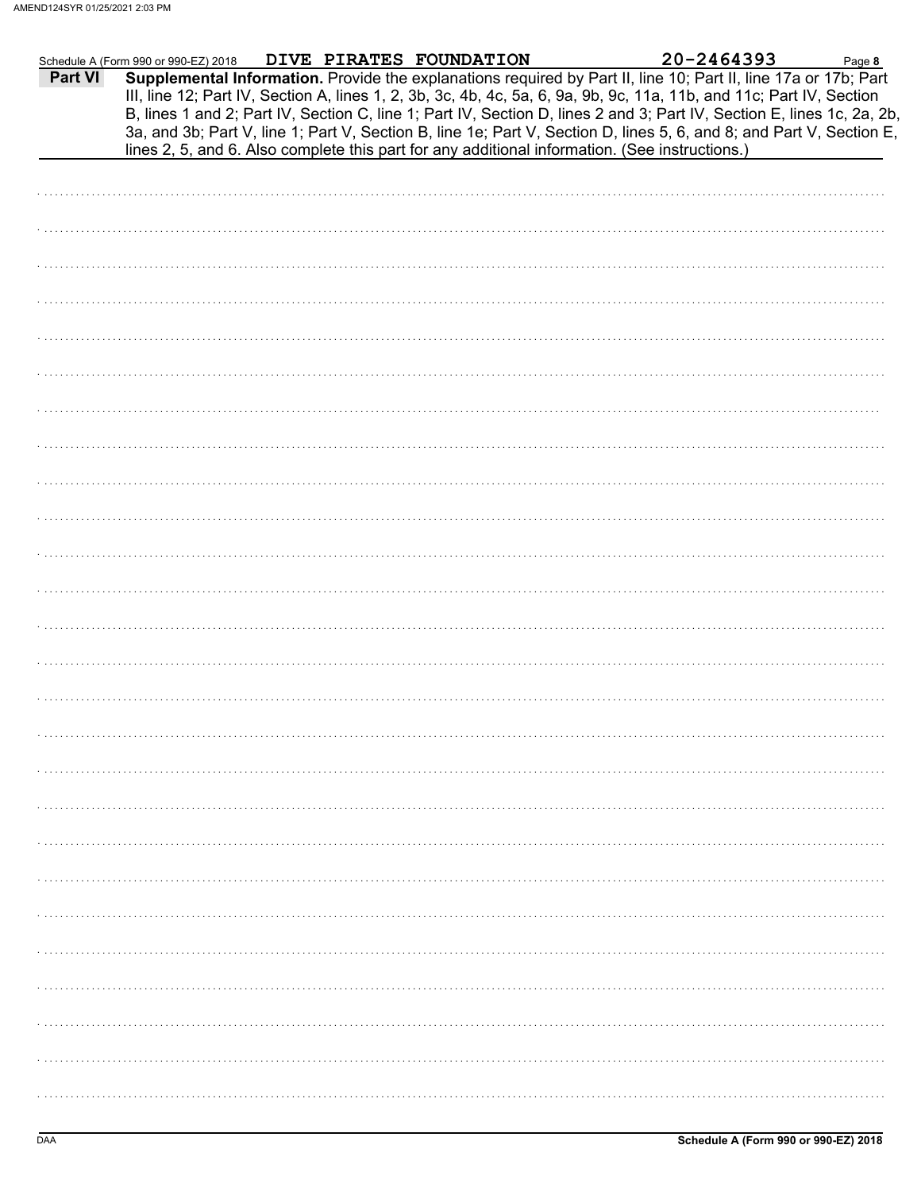Schedule A (Form 990 or 990-EZ) 2018 DIVE PIRATES FOUNDATION 20-2464393

**Part VI** **Supplemental Information.** Provide the explanations required by Part II, line 10; Part II, line 17a or 17b; Part III, line 12; Part IV, Section A, lines 1, 2, 3b, 3c, 4b, 4c, 5a, 6, 9a, 9b, 9c, 11a, 11b, and 11c; Part IV, Section B, lines 1 and 2; Part IV, Section C, line 1; Part IV, Section D, lines 2 and 3; Part IV, Section E, lines 1c, 2a, 2b, 3a, and 3b; Part V, line 1; Part V, Section B, line 1e; Part V, Section D, lines 5, 6, and 8; and Part V, Section E, lines 2, 5, and 6. Also complete this part for any additional information. (See instructions.)

DAA

Schedule A (Form 990 or 990-EZ) 2018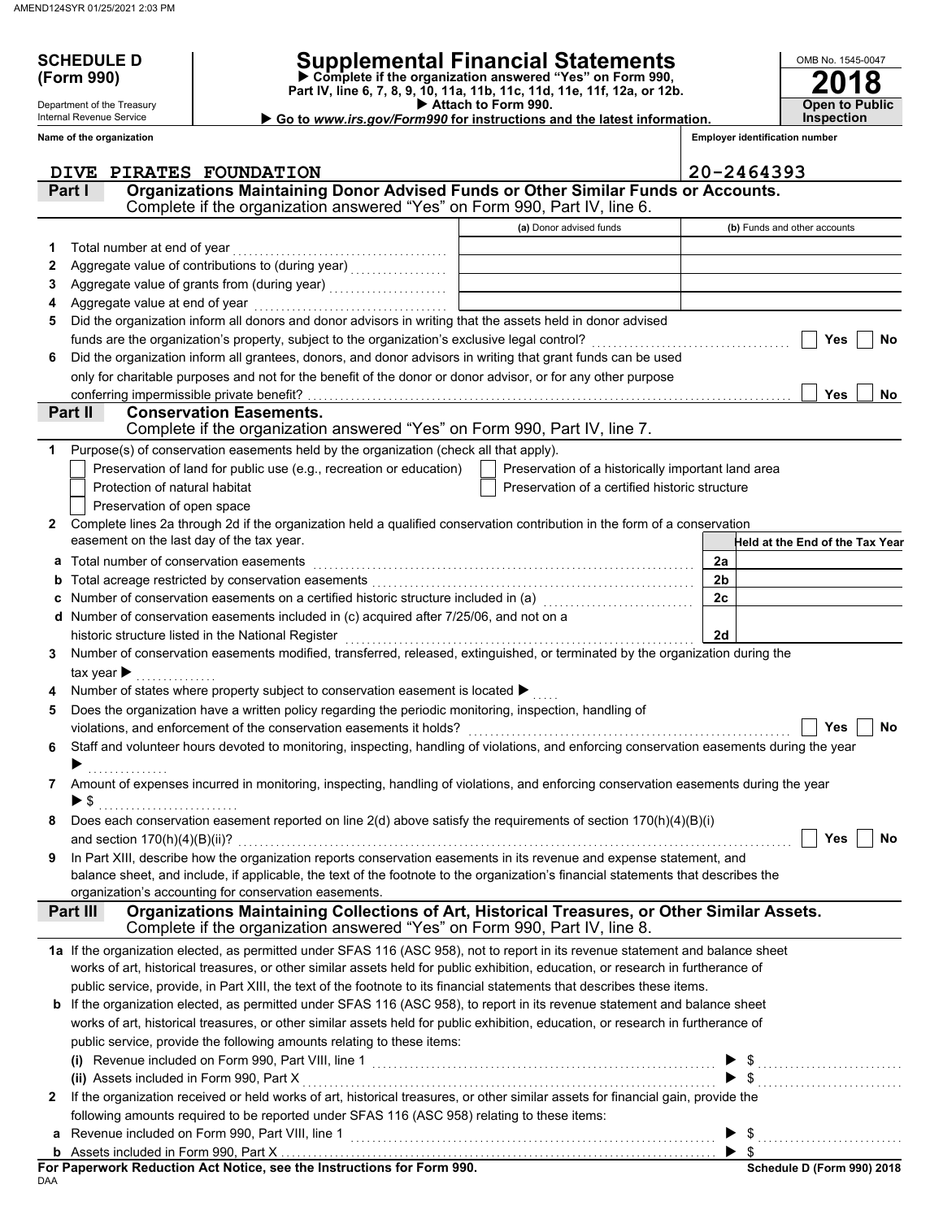**SCHEDULE D (Form 990)**

Department of the Treasury
Internal Revenue Service

# Supplemental Financial Statements

▶ **Complete if the organization answered "Yes" on Form 990, Part IV, line 6, 7, 8, 9, 10, 11a, 11b, 11c, 11d, 11e, 11f, 12a, or 12b.**
▶ **Attach to Form 990.**
▶ **Go to *www.irs.gov/Form990* for instructions and the latest information.**

OMB No. 1545-0047

**2018**

**Open to Public Inspection**

**Name of the organization:** DIVE PIRATES FOUNDATION

**Employer identification number:** 20-2464393

## Part I — Organizations Maintaining Donor Advised Funds or Other Similar Funds or Accounts.
Complete if the organization answered "Yes" on Form 990, Part IV, line 6.

| | | (a) Donor advised funds | (b) Funds and other accounts |
|---|---|---|---|
| 1 | Total number at end of year | | |
| 2 | Aggregate value of contributions to (during year) | | |
| 3 | Aggregate value of grants from (during year) | | |
| 4 | Aggregate value at end of year | | |

5 Did the organization inform all donors and donor advisors in writing that the assets held in donor advised funds are the organization's property, subject to the organization's exclusive legal control? ☐ Yes ☐ No

6 Did the organization inform all grantees, donors, and donor advisors in writing that grant funds can be used only for charitable purposes and not for the benefit of the donor or donor advisor, or for any other purpose conferring impermissible private benefit? ☐ Yes ☐ No

## Part II — Conservation Easements.
Complete if the organization answered "Yes" on Form 990, Part IV, line 7.

1 Purpose(s) of conservation easements held by the organization (check all that apply).

- ☐ Preservation of land for public use (e.g., recreation or education)
- ☐ Protection of natural habitat
- ☐ Preservation of open space
- ☐ Preservation of a historically important land area
- ☐ Preservation of a certified historic structure

2 Complete lines 2a through 2d if the organization held a qualified conservation contribution in the form of a conservation easement on the last day of the tax year.

| | | | Held at the End of the Tax Year |
|---|---|---|---|
| a | Total number of conservation easements | 2a | |
| b | Total acreage restricted by conservation easements | 2b | |
| c | Number of conservation easements on a certified historic structure included in (a) | 2c | |
| d | Number of conservation easements included in (c) acquired after 7/25/06, and not on a historic structure listed in the National Register | 2d | |

3 Number of conservation easements modified, transferred, released, extinguished, or terminated by the organization during the tax year ▶

4 Number of states where property subject to conservation easement is located ▶

5 Does the organization have a written policy regarding the periodic monitoring, inspection, handling of violations, and enforcement of the conservation easements it holds? ☐ Yes ☐ No

6 Staff and volunteer hours devoted to monitoring, inspecting, handling of violations, and enforcing conservation easements during the year ▶

7 Amount of expenses incurred in monitoring, inspecting, handling of violations, and enforcing conservation easements during the year ▶ $

8 Does each conservation easement reported on line 2(d) above satisfy the requirements of section 170(h)(4)(B)(i) and section 170(h)(4)(B)(ii)? ☐ Yes ☐ No

9 In Part XIII, describe how the organization reports conservation easements in its revenue and expense statement, and balance sheet, and include, if applicable, the text of the footnote to the organization's financial statements that describes the organization's accounting for conservation easements.

## Part III — Organizations Maintaining Collections of Art, Historical Treasures, or Other Similar Assets.
Complete if the organization answered "Yes" on Form 990, Part IV, line 8.

1a If the organization elected, as permitted under SFAS 116 (ASC 958), not to report in its revenue statement and balance sheet works of art, historical treasures, or other similar assets held for public exhibition, education, or research in furtherance of public service, provide, in Part XIII, the text of the footnote to its financial statements that describes these items.

b If the organization elected, as permitted under SFAS 116 (ASC 958), to report in its revenue statement and balance sheet works of art, historical treasures, or other similar assets held for public exhibition, education, or research in furtherance of public service, provide the following amounts relating to these items:

(i) Revenue included on Form 990, Part VIII, line 1 ▶ $

(ii) Assets included in Form 990, Part X ▶ $

2 If the organization received or held works of art, historical treasures, or other similar assets for financial gain, provide the following amounts required to be reported under SFAS 116 (ASC 958) relating to these items:

a Revenue included on Form 990, Part VIII, line 1 ▶ $

b Assets included in Form 990, Part X ▶ $

**For Paperwork Reduction Act Notice, see the Instructions for Form 990.**

**Schedule D (Form 990) 2018**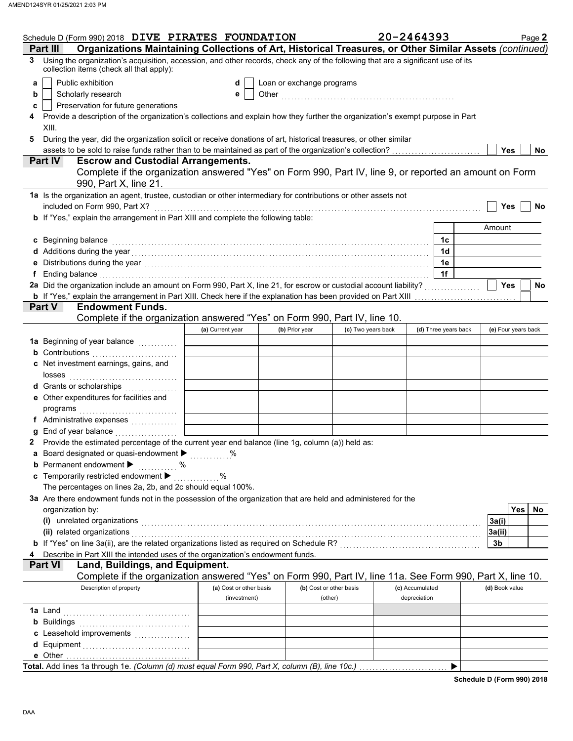Schedule D (Form 990) 2018 DIVE PIRATES FOUNDATION 20-2464393

## Part III Organizations Maintaining Collections of Art, Historical Treasures, or Other Similar Assets *(continued)*

**3** Using the organization's acquisition, accession, and other records, check any of the following that are a significant use of its collection items (check all that apply):

- **a** ☐ Public exhibition
- **b** ☐ Scholarly research
- **c** ☐ Preservation for future generations
- **d** ☐ Loan or exchange programs
- **e** ☐ Other

**4** Provide a description of the organization's collections and explain how they further the organization's exempt purpose in Part XIII.

**5** During the year, did the organization solicit or receive donations of art, historical treasures, or other similar assets to be sold to raise funds rather than to be maintained as part of the organization's collection? ☐ Yes ☐ No

## Part IV Escrow and Custodial Arrangements.

Complete if the organization answered "Yes" on Form 990, Part IV, line 9, or reported an amount on Form 990, Part X, line 21.

**1a** Is the organization an agent, trustee, custodian or other intermediary for contributions or other assets not included on Form 990, Part X? ☐ Yes ☐ No

**b** If "Yes," explain the arrangement in Part XIII and complete the following table:

| | | Amount |
|---|---|---|
| **c** Beginning balance | 1c | |
| **d** Additions during the year | 1d | |
| **e** Distributions during the year | 1e | |
| **f** Ending balance | 1f | |

**2a** Did the organization include an amount on Form 990, Part X, line 21, for escrow or custodial account liability? ☐ Yes ☐ No

**b** If "Yes," explain the arrangement in Part XIII. Check here if the explanation has been provided on Part XIII ☐

## Part V Endowment Funds.

Complete if the organization answered "Yes" on Form 990, Part IV, line 10.

| | (a) Current year | (b) Prior year | (c) Two years back | (d) Three years back | (e) Four years back |
|---|---|---|---|---|---|
| **1a** Beginning of year balance | | | | | |
| **b** Contributions | | | | | |
| **c** Net investment earnings, gains, and losses | | | | | |
| **d** Grants or scholarships | | | | | |
| **e** Other expenditures for facilities and programs | | | | | |
| **f** Administrative expenses | | | | | |
| **g** End of year balance | | | | | |

**2** Provide the estimated percentage of the current year end balance (line 1g, column (a)) held as:

- **a** Board designated or quasi-endowment ▶ ______ %
- **b** Permanent endowment ▶ ______ %
- **c** Temporarily restricted endowment ▶ ______ %

The percentages on lines 2a, 2b, and 2c should equal 100%.

**3a** Are there endowment funds not in the possession of the organization that are held and administered for the organization by:

| | | Yes | No |
|---|---|---|---|
| (i) unrelated organizations | 3a(i) | | |
| (ii) related organizations | 3a(ii) | | |
| **b** If "Yes" on line 3a(ii), are the related organizations listed as required on Schedule R? | 3b | | |

**4** Describe in Part XIII the intended uses of the organization's endowment funds.

## Part VI Land, Buildings, and Equipment.

Complete if the organization answered "Yes" on Form 990, Part IV, line 11a. See Form 990, Part X, line 10.

| Description of property | (a) Cost or other basis (investment) | (b) Cost or other basis (other) | (c) Accumulated depreciation | (d) Book value |
|---|---|---|---|---|
| **1a** Land | | | | |
| **b** Buildings | | | | |
| **c** Leasehold improvements | | | | |
| **d** Equipment | | | | |
| **e** Other | | | | |

**Total.** Add lines 1a through 1e. *(Column (d) must equal Form 990, Part X, column (B), line 10c.)* ▶

**Schedule D (Form 990) 2018**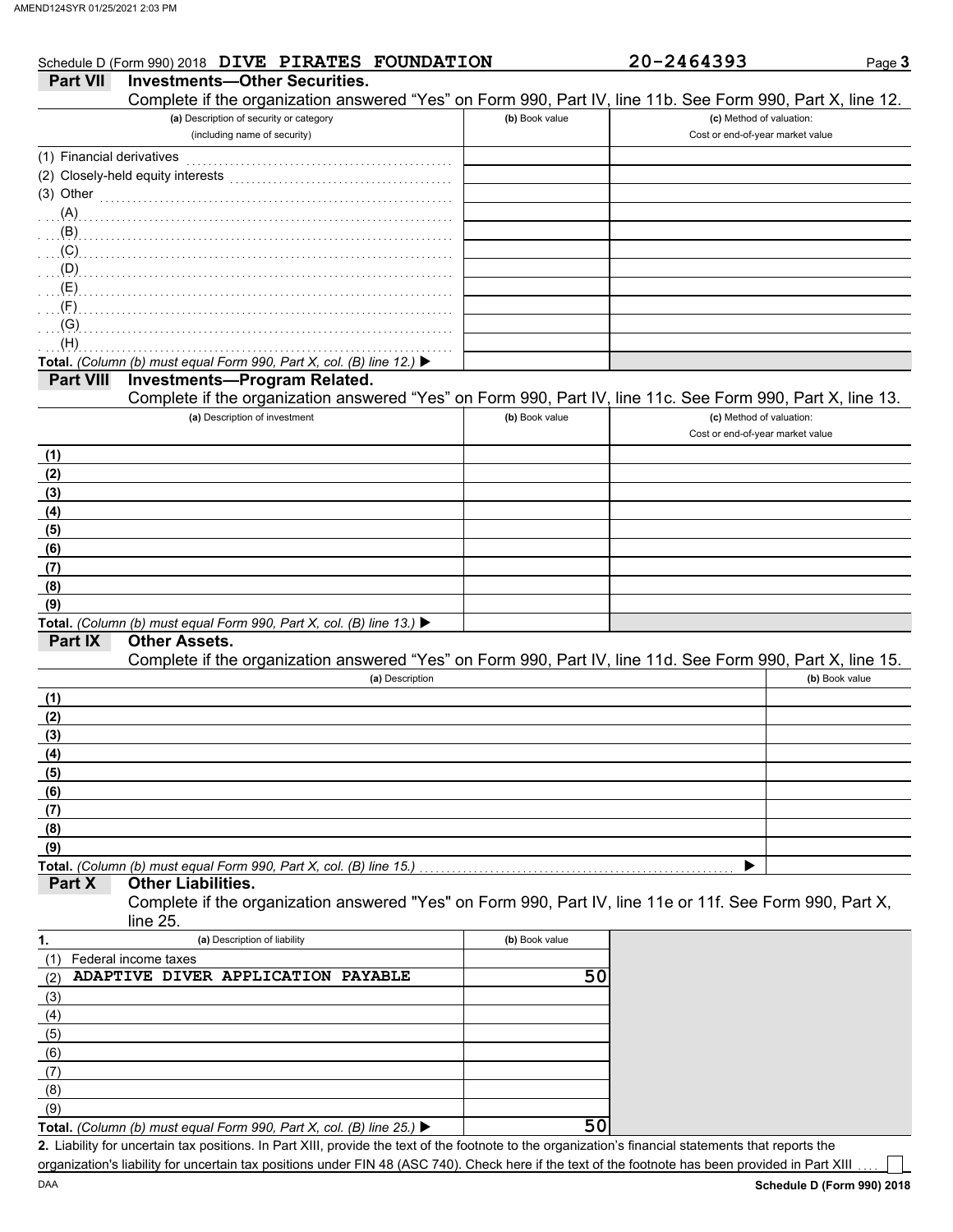Schedule D (Form 990) 2018 **DIVE PIRATES FOUNDATION** **20-2464393** Page **3**

## Part VII Investments—Other Securities.

Complete if the organization answered "Yes" on Form 990, Part IV, line 11b. See Form 990, Part X, line 12.

| (a) Description of security or category (including name of security) | (b) Book value | (c) Method of valuation: Cost or end-of-year market value |
|---|---|---|
| (1) Financial derivatives | | |
| (2) Closely-held equity interests | | |
| (3) Other | | |
| (A) | | |
| (B) | | |
| (C) | | |
| (D) | | |
| (E) | | |
| (F) | | |
| (G) | | |
| (H) | | |
| **Total.** *(Column (b) must equal Form 990, Part X, col. (B) line 12.)* ▶ | | |

## Part VIII Investments—Program Related.

Complete if the organization answered "Yes" on Form 990, Part IV, line 11c. See Form 990, Part X, line 13.

| (a) Description of investment | (b) Book value | (c) Method of valuation: Cost or end-of-year market value |
|---|---|---|
| (1) | | |
| (2) | | |
| (3) | | |
| (4) | | |
| (5) | | |
| (6) | | |
| (7) | | |
| (8) | | |
| (9) | | |
| **Total.** *(Column (b) must equal Form 990, Part X, col. (B) line 13.)* ▶ | | |

## Part IX Other Assets.

Complete if the organization answered "Yes" on Form 990, Part IV, line 11d. See Form 990, Part X, line 15.

| (a) Description | (b) Book value |
|---|---|
| (1) | |
| (2) | |
| (3) | |
| (4) | |
| (5) | |
| (6) | |
| (7) | |
| (8) | |
| (9) | |
| **Total.** *(Column (b) must equal Form 990, Part X, col. (B) line 15.)* ▶ | |

## Part X Other Liabilities.

Complete if the organization answered "Yes" on Form 990, Part IV, line 11e or 11f. See Form 990, Part X, line 25.

| 1. (a) Description of liability | (b) Book value |
|---|---|
| (1) Federal income taxes | |
| (2) ADAPTIVE DIVER APPLICATION PAYABLE | 50 |
| (3) | |
| (4) | |
| (5) | |
| (6) | |
| (7) | |
| (8) | |
| (9) | |
| **Total.** *(Column (b) must equal Form 990, Part X, col. (B) line 25.)* ▶ | 50 |

**2.** Liability for uncertain tax positions. In Part XIII, provide the text of the footnote to the organization's financial statements that reports the organization's liability for uncertain tax positions under FIN 48 (ASC 740). Check here if the text of the footnote has been provided in Part XIII ☐

DAA **Schedule D (Form 990) 2018**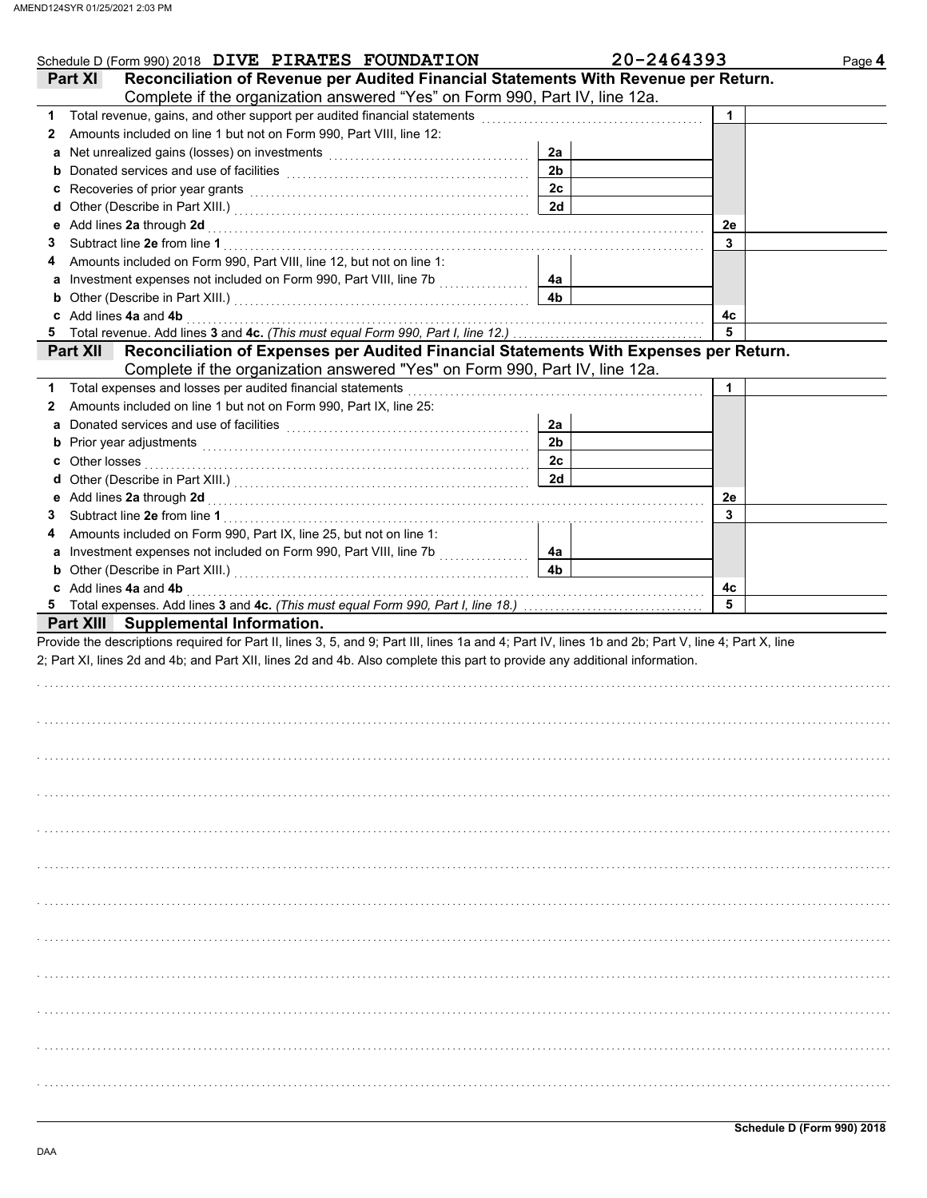Schedule D (Form 990) 2018 DIVE PIRATES FOUNDATION 20-2464393 Page **4**

## Part XI Reconciliation of Revenue per Audited Financial Statements With Revenue per Return.

Complete if the organization answered "Yes" on Form 990, Part IV, line 12a.

| | | | | | |
|---|---|---|---|---|---|
| **1** | Total revenue, gains, and other support per audited financial statements | | | 1 | |
| **2** | Amounts included on line 1 but not on Form 990, Part VIII, line 12: | | | | |
| **a** | Net unrealized gains (losses) on investments | 2a | | | |
| **b** | Donated services and use of facilities | 2b | | | |
| **c** | Recoveries of prior year grants | 2c | | | |
| **d** | Other (Describe in Part XIII.) | 2d | | | |
| **e** | Add lines **2a** through **2d** | | | 2e | |
| **3** | Subtract line **2e** from line **1** | | | 3 | |
| **4** | Amounts included on Form 990, Part VIII, line 12, but not on line 1: | | | | |
| **a** | Investment expenses not included on Form 990, Part VIII, line 7b | 4a | | | |
| **b** | Other (Describe in Part XIII.) | 4b | | | |
| **c** | Add lines **4a** and **4b** | | | 4c | |
| **5** | Total revenue. Add lines **3** and **4c.** *(This must equal Form 990, Part I, line 12.)* | | | 5 | |

## Part XII Reconciliation of Expenses per Audited Financial Statements With Expenses per Return.

Complete if the organization answered "Yes" on Form 990, Part IV, line 12a.

| | | | | | |
|---|---|---|---|---|---|
| **1** | Total expenses and losses per audited financial statements | | | 1 | |
| **2** | Amounts included on line 1 but not on Form 990, Part IX, line 25: | | | | |
| **a** | Donated services and use of facilities | 2a | | | |
| **b** | Prior year adjustments | 2b | | | |
| **c** | Other losses | 2c | | | |
| **d** | Other (Describe in Part XIII.) | 2d | | | |
| **e** | Add lines **2a** through **2d** | | | 2e | |
| **3** | Subtract line **2e** from line **1** | | | 3 | |
| **4** | Amounts included on Form 990, Part IX, line 25, but not on line 1: | | | | |
| **a** | Investment expenses not included on Form 990, Part VIII, line 7b | 4a | | | |
| **b** | Other (Describe in Part XIII.) | 4b | | | |
| **c** | Add lines **4a** and **4b** | | | 4c | |
| **5** | Total expenses. Add lines **3** and **4c.** *(This must equal Form 990, Part I, line 18.)* | | | 5 | |

## Part XIII Supplemental Information.

Provide the descriptions required for Part II, lines 3, 5, and 9; Part III, lines 1a and 4; Part IV, lines 1b and 2b; Part V, line 4; Part X, line 2; Part XI, lines 2d and 4b; and Part XII, lines 2d and 4b. Also complete this part to provide any additional information.

Schedule D (Form 990) 2018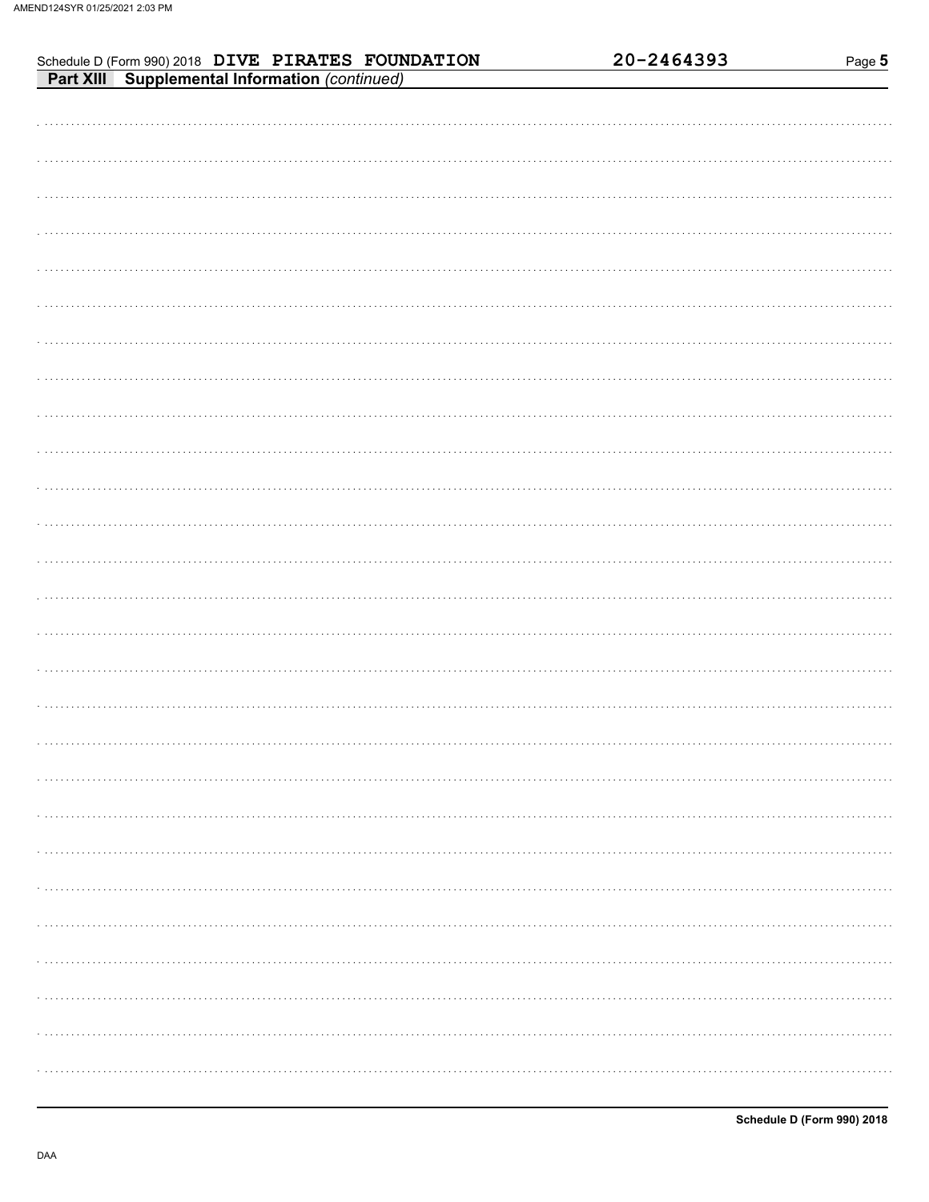Schedule D (Form 990) 2018 DIVE PIRATES FOUNDATION 20-2464393

## Part XIII Supplemental Information *(continued)*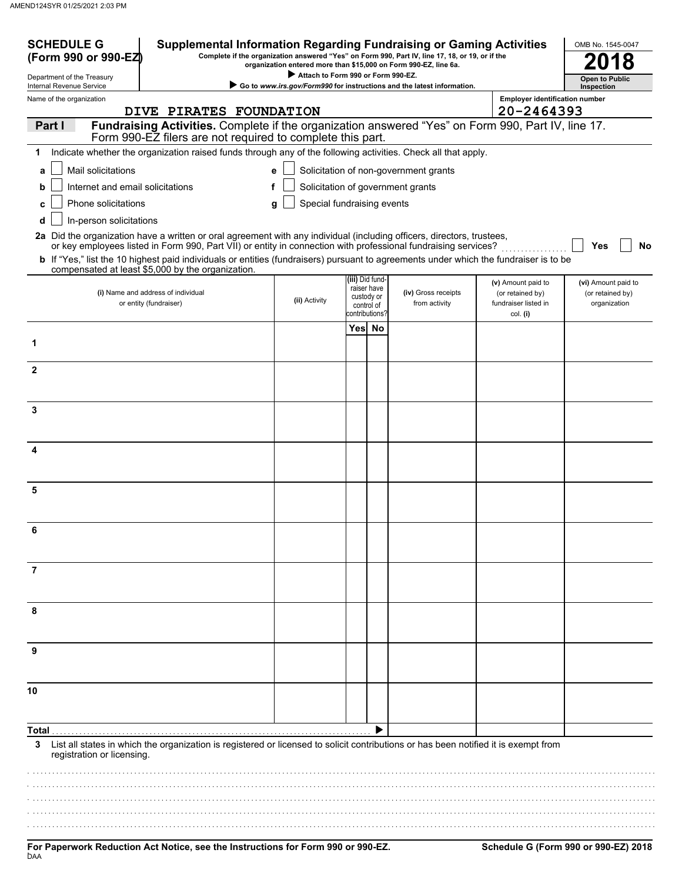**SCHEDULE G (Form 990 or 990-EZ)**

Department of the Treasury
Internal Revenue Service

# Supplemental Information Regarding Fundraising or Gaming Activities

**Complete if the organization answered "Yes" on Form 990, Part IV, line 17, 18, or 19, or if the organization entered more than $15,000 on Form 990-EZ, line 6a.**

▶ **Attach to Form 990 or Form 990-EZ.**

▶ **Go to www.irs.gov/Form990 for instructions and the latest information.**

OMB No. 1545-0047

**2018**

**Open to Public Inspection**

Name of the organization: DIVE PIRATES FOUNDATION

Employer identification number: 20-2464393

## Part I Fundraising Activities. Complete if the organization answered "Yes" on Form 990, Part IV, line 17. Form 990-EZ filers are not required to complete this part.

**1** Indicate whether the organization raised funds through any of the following activities. Check all that apply.

- **a** ☐ Mail solicitations
- **b** ☐ Internet and email solicitations
- **c** ☐ Phone solicitations
- **d** ☐ In-person solicitations
- **e** ☐ Solicitation of non-government grants
- **f** ☐ Solicitation of government grants
- **g** ☐ Special fundraising events

**2a** Did the organization have a written or oral agreement with any individual (including officers, directors, trustees, or key employees listed in Form 990, Part VII) or entity in connection with professional fundraising services? ☐ **Yes** ☐ **No**

**b** If "Yes," list the 10 highest paid individuals or entities (fundraisers) pursuant to agreements under which the fundraiser is to be compensated at least $5,000 by the organization.

| | (i) Name and address of individual or entity (fundraiser) | (ii) Activity | (iii) Did fundraiser have custody or control of contributions? Yes | No | (iv) Gross receipts from activity | (v) Amount paid to (or retained by) fundraiser listed in col. (i) | (vi) Amount paid to (or retained by) organization |
|---|---|---|---|---|---|---|---|
| 1 | | | | | | | |
| 2 | | | | | | | |
| 3 | | | | | | | |
| 4 | | | | | | | |
| 5 | | | | | | | |
| 6 | | | | | | | |
| 7 | | | | | | | |
| 8 | | | | | | | |
| 9 | | | | | | | |
| 10 | | | | | | | |
| **Total** | | | | ▶ | | | |

**3** List all states in which the organization is registered or licensed to solicit contributions or has been notified it is exempt from registration or licensing.

**For Paperwork Reduction Act Notice, see the Instructions for Form 990 or 990-EZ.** **Schedule G (Form 990 or 990-EZ) 2018**

DAA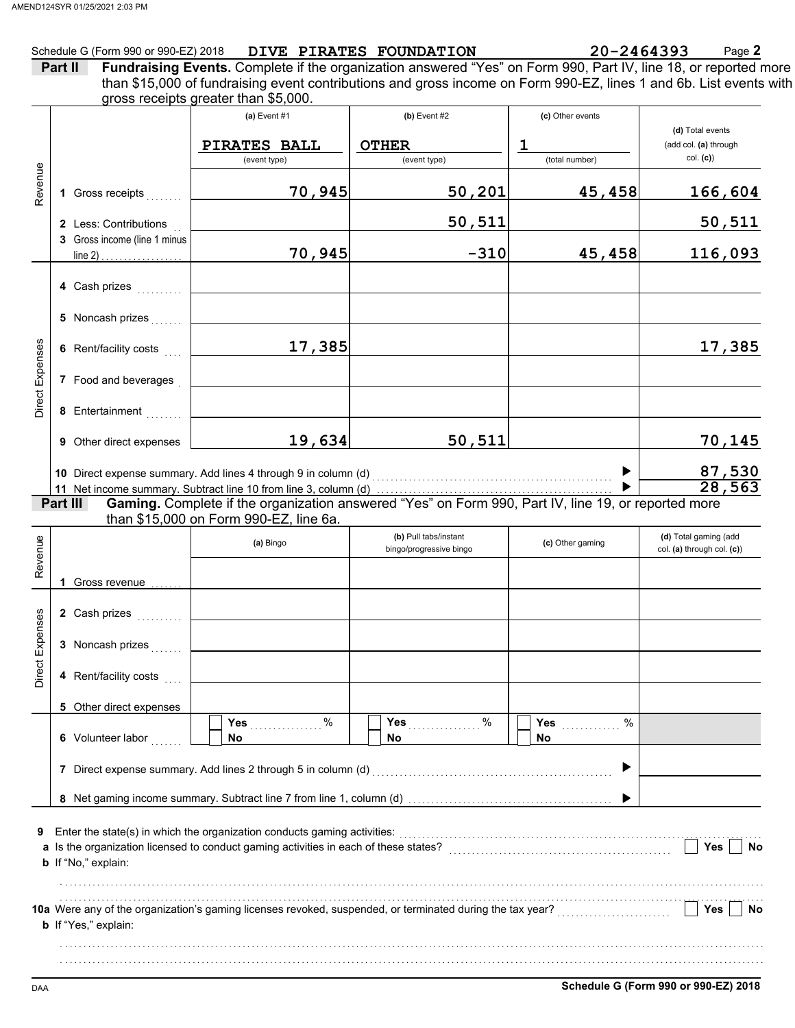Schedule G (Form 990 or 990-EZ) 2018 **DIVE PIRATES FOUNDATION** **20-2464393** Page **2**

**Part II** **Fundraising Events.** Complete if the organization answered "Yes" on Form 990, Part IV, line 18, or reported more than $15,000 of fundraising event contributions and gross income on Form 990-EZ, lines 1 and 6b. List events with gross receipts greater than $5,000.

| | | (a) Event #1 | (b) Event #2 | (c) Other events | (d) Total events (add col. (a) through col. (c)) |
|---|---|---|---|---|---|
| | | PIRATES BALL (event type) | OTHER (event type) | 1 (total number) | |
| Revenue | 1 Gross receipts | 70,945 | 50,201 | 45,458 | 166,604 |
| | 2 Less: Contributions | | 50,511 | | 50,511 |
| | 3 Gross income (line 1 minus line 2) | 70,945 | -310 | 45,458 | 116,093 |
| Direct Expenses | 4 Cash prizes | | | | |
| | 5 Noncash prizes | | | | |
| | 6 Rent/facility costs | 17,385 | | | 17,385 |
| | 7 Food and beverages | | | | |
| | 8 Entertainment | | | | |
| | 9 Other direct expenses | 19,634 | 50,511 | | 70,145 |
| | 10 Direct expense summary. Add lines 4 through 9 in column (d) | | | | 87,530 |
| | 11 Net income summary. Subtract line 10 from line 3, column (d) | | | | 28,563 |

**Part III** **Gaming.** Complete if the organization answered "Yes" on Form 990, Part IV, line 19, or reported more than $15,000 on Form 990-EZ, line 6a.

| | | (a) Bingo | (b) Pull tabs/instant bingo/progressive bingo | (c) Other gaming | (d) Total gaming (add col. (a) through col. (c)) |
|---|---|---|---|---|---|
| Revenue | 1 Gross revenue | | | | |
| Direct Expenses | 2 Cash prizes | | | | |
| | 3 Noncash prizes | | | | |
| | 4 Rent/facility costs | | | | |
| | 5 Other direct expenses | | | | |
| | 6 Volunteer labor | Yes ____ % / No | Yes ____ % / No | Yes ____ % / No | |
| | 7 Direct expense summary. Add lines 2 through 5 in column (d) | | | | |
| | 8 Net gaming income summary. Subtract line 7 from line 1, column (d) | | | | |

**9** Enter the state(s) in which the organization conducts gaming activities:

**a** Is the organization licensed to conduct gaming activities in each of these states? Yes No

**b** If "No," explain:

**10a** Were any of the organization's gaming licenses revoked, suspended, or terminated during the tax year? Yes No

**b** If "Yes," explain:

DAA **Schedule G (Form 990 or 990-EZ) 2018**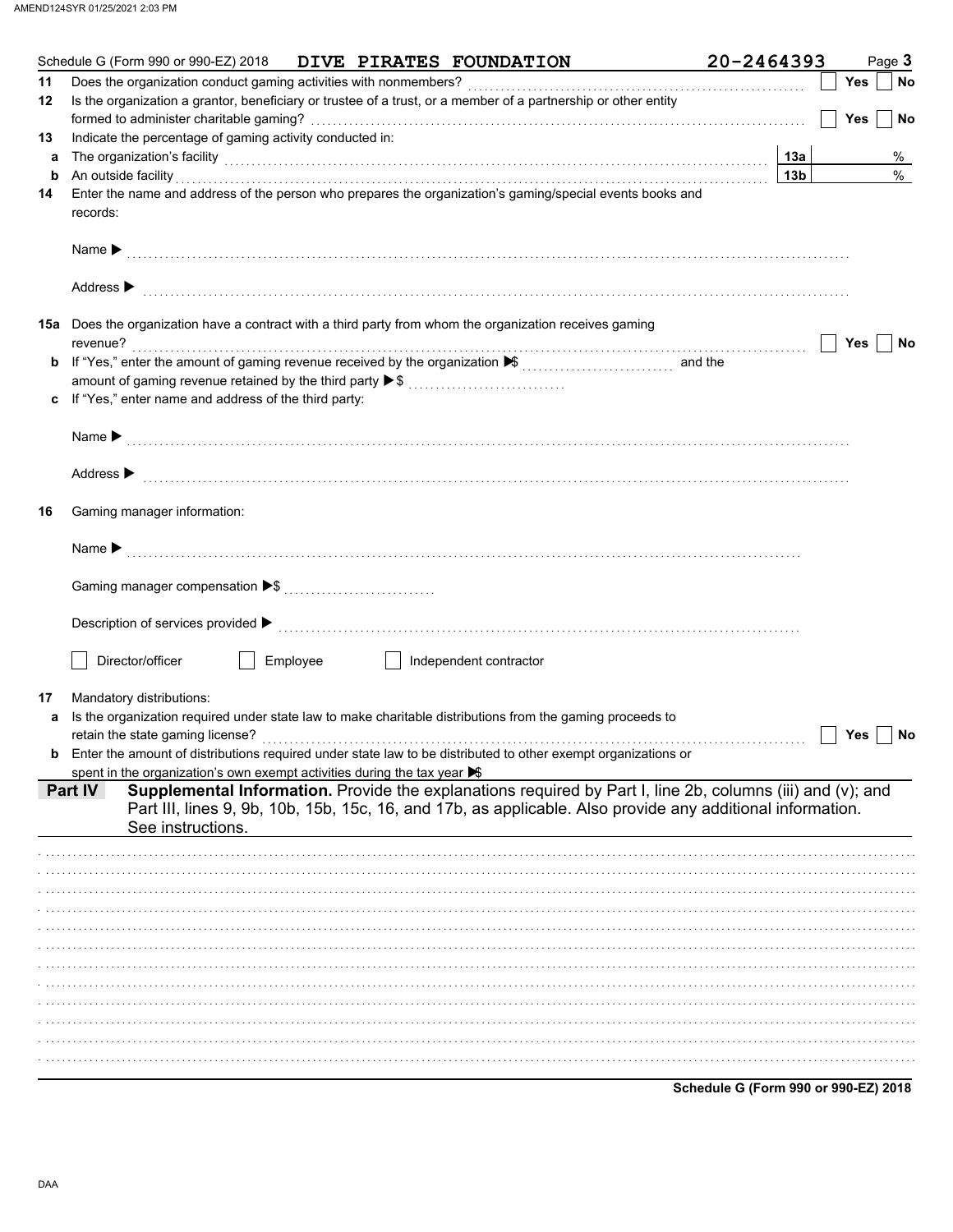AMEND124SYR 01/25/2021 2:03 PM

Schedule G (Form 990 or 990-EZ) 2018 **DIVE PIRATES FOUNDATION** **20-2464393** Page **3**

**11** Does the organization conduct gaming activities with nonmembers? ☐ Yes ☐ No

**12** Is the organization a grantor, beneficiary or trustee of a trust, or a member of a partnership or other entity formed to administer charitable gaming? ☐ Yes ☐ No

**13** Indicate the percentage of gaming activity conducted in:

**a** The organization's facility **13a** %

**b** An outside facility **13b** %

**14** Enter the name and address of the person who prepares the organization's gaming/special events books and records:

Name ▶

Address ▶

**15a** Does the organization have a contract with a third party from whom the organization receives gaming revenue? ☐ Yes ☐ No

**b** If "Yes," enter the amount of gaming revenue received by the organization ▶$ and the amount of gaming revenue retained by the third party ▶$

**c** If "Yes," enter name and address of the third party:

Name ▶

Address ▶

**16** Gaming manager information:

Name ▶

Gaming manager compensation ▶$

Description of services provided ▶

☐ Director/officer ☐ Employee ☐ Independent contractor

**17** Mandatory distributions:

**a** Is the organization required under state law to make charitable distributions from the gaming proceeds to retain the state gaming license? ☐ Yes ☐ No

**b** Enter the amount of distributions required under state law to be distributed to other exempt organizations or spent in the organization's own exempt activities during the tax year ▶$

**Part IV** **Supplemental Information.** Provide the explanations required by Part I, line 2b, columns (iii) and (v); and Part III, lines 9, 9b, 10b, 15b, 15c, 16, and 17b, as applicable. Also provide any additional information. See instructions.

**Schedule G (Form 990 or 990-EZ) 2018**

DAA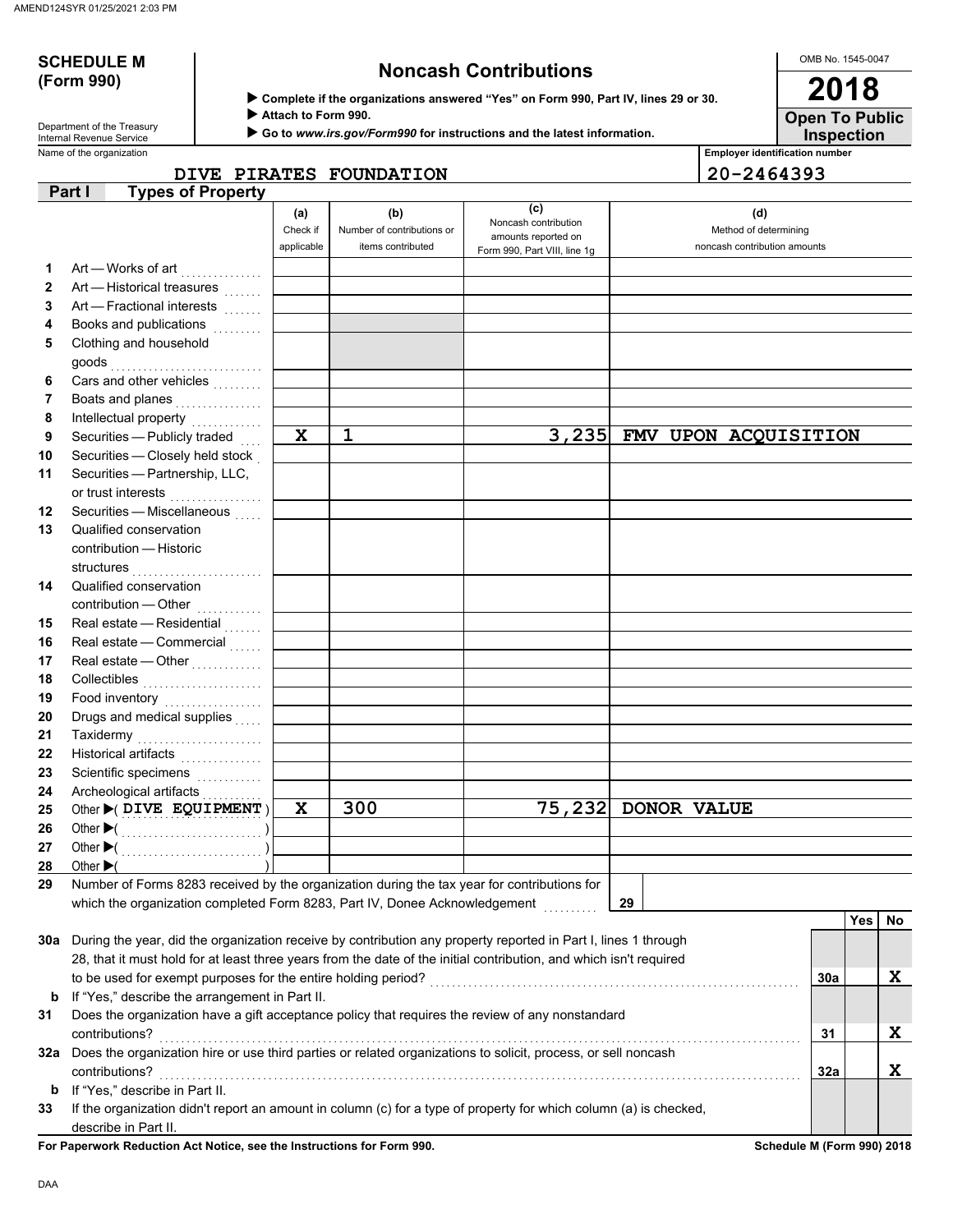AMEND124SYR 01/25/2021 2:03 PM

# SCHEDULE M (Form 990)

## Noncash Contributions

▶ Complete if the organizations answered "Yes" on Form 990, Part IV, lines 29 or 30.
▶ Attach to Form 990.
▶ Go to *www.irs.gov/Form990* for instructions and the latest information.

OMB No. 1545-0047

**2018**

**Open To Public Inspection**

Department of the Treasury
Internal Revenue Service

Name of the organization: DIVE PIRATES FOUNDATION

Employer identification number: 20-2464393

### Part I Types of Property

| | | (a) Check if applicable | (b) Number of contributions or items contributed | (c) Noncash contribution amounts reported on Form 990, Part VIII, line 1g | (d) Method of determining noncash contribution amounts |
|---|---|---|---|---|---|
| 1 | Art — Works of art | | | | |
| 2 | Art — Historical treasures | | | | |
| 3 | Art — Fractional interests | | | | |
| 4 | Books and publications | | | | |
| 5 | Clothing and household goods | | | | |
| 6 | Cars and other vehicles | | | | |
| 7 | Boats and planes | | | | |
| 8 | Intellectual property | | | | |
| 9 | Securities — Publicly traded | X | 1 | 3,235 | FMV UPON ACQUISITION |
| 10 | Securities — Closely held stock | | | | |
| 11 | Securities — Partnership, LLC, or trust interests | | | | |
| 12 | Securities — Miscellaneous | | | | |
| 13 | Qualified conservation contribution — Historic structures | | | | |
| 14 | Qualified conservation contribution — Other | | | | |
| 15 | Real estate — Residential | | | | |
| 16 | Real estate — Commercial | | | | |
| 17 | Real estate — Other | | | | |
| 18 | Collectibles | | | | |
| 19 | Food inventory | | | | |
| 20 | Drugs and medical supplies | | | | |
| 21 | Taxidermy | | | | |
| 22 | Historical artifacts | | | | |
| 23 | Scientific specimens | | | | |
| 24 | Archeological artifacts | | | | |
| 25 | Other ▶( DIVE EQUIPMENT ) | X | 300 | 75,232 | DONOR VALUE |
| 26 | Other ▶( ) | | | | |
| 27 | Other ▶( ) | | | | |
| 28 | Other ▶( ) | | | | |

29 Number of Forms 8283 received by the organization during the tax year for contributions for which the organization completed Form 8283, Part IV, Donee Acknowledgement ..... 29

| | | | Yes | No |
|---|---|---|---|---|
| 30a | During the year, did the organization receive by contribution any property reported in Part I, lines 1 through 28, that it must hold for at least three years from the date of the initial contribution, and which isn't required to be used for exempt purposes for the entire holding period? | 30a | | X |
| b | If "Yes," describe the arrangement in Part II. | | | |
| 31 | Does the organization have a gift acceptance policy that requires the review of any nonstandard contributions? | 31 | | X |
| 32a | Does the organization hire or use third parties or related organizations to solicit, process, or sell noncash contributions? | 32a | | X |
| b | If "Yes," describe in Part II. | | | |
| 33 | If the organization didn't report an amount in column (c) for a type of property for which column (a) is checked, describe in Part II. | | | |

**For Paperwork Reduction Act Notice, see the Instructions for Form 990.** **Schedule M (Form 990) 2018**

DAA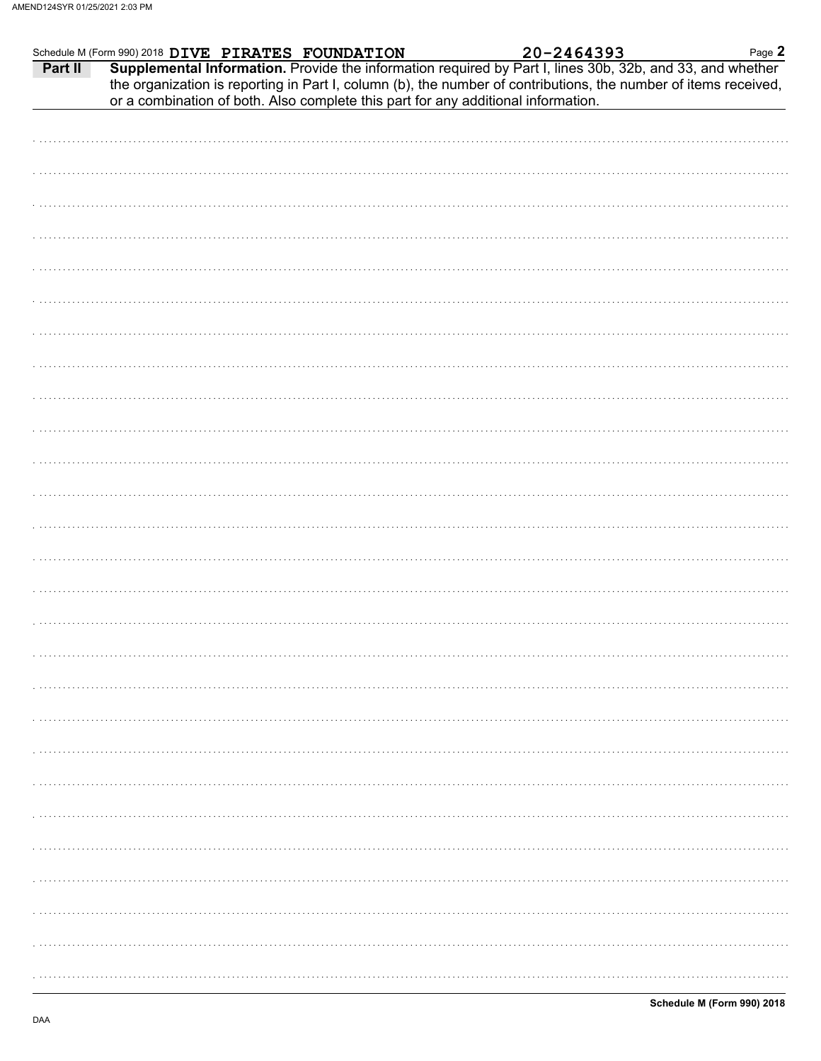Schedule M (Form 990) 2018 DIVE PIRATES FOUNDATION 20-2464393

**Part II** **Supplemental Information.** Provide the information required by Part I, lines 30b, 32b, and 33, and whether the organization is reporting in Part I, column (b), the number of contributions, the number of items received, or a combination of both. Also complete this part for any additional information.

**Schedule M (Form 990) 2018**

DAA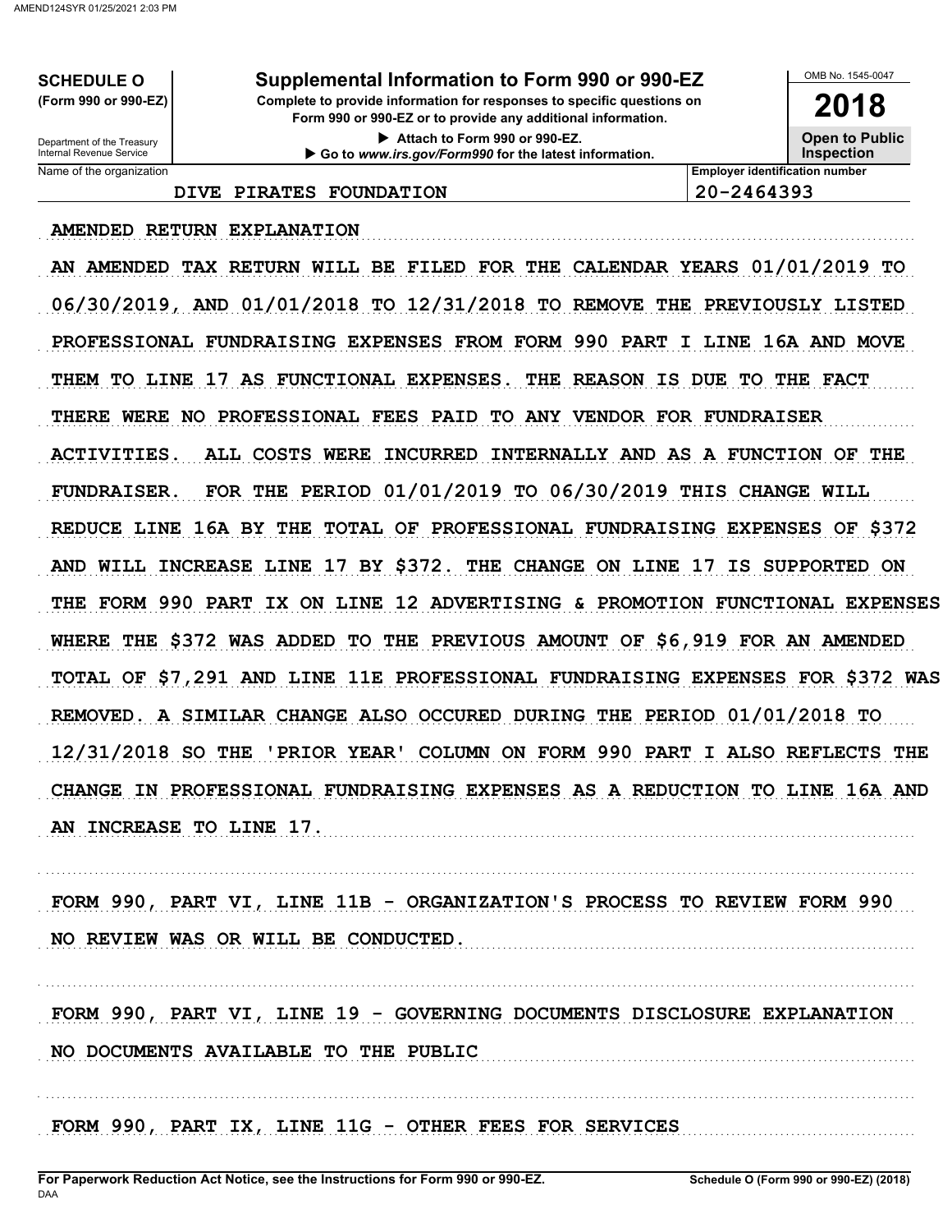**SCHEDULE O**
**(Form 990 or 990-EZ)**

Department of the Treasury
Internal Revenue Service

# Supplemental Information to Form 990 or 990-EZ

**Complete to provide information for responses to specific questions on Form 990 or 990-EZ or to provide any additional information.**

▶ Attach to Form 990 or 990-EZ.

▶ Go to *www.irs.gov/Form990* for the latest information.

OMB No. 1545-0047

**2018**

**Open to Public Inspection**

| Name of the organization | Employer identification number |
|---|---|
| DIVE PIRATES FOUNDATION | 20-2464393 |

AMENDED RETURN EXPLANATION

AN AMENDED TAX RETURN WILL BE FILED FOR THE CALENDAR YEARS 01/01/2019 TO 06/30/2019, AND 01/01/2018 TO 12/31/2018 TO REMOVE THE PREVIOUSLY LISTED PROFESSIONAL FUNDRAISING EXPENSES FROM FORM 990 PART I LINE 16A AND MOVE THEM TO LINE 17 AS FUNCTIONAL EXPENSES. THE REASON IS DUE TO THE FACT THERE WERE NO PROFESSIONAL FEES PAID TO ANY VENDOR FOR FUNDRAISER ACTIVITIES. ALL COSTS WERE INCURRED INTERNALLY AND AS A FUNCTION OF THE FUNDRAISER. FOR THE PERIOD 01/01/2019 TO 06/30/2019 THIS CHANGE WILL REDUCE LINE 16A BY THE TOTAL OF PROFESSIONAL FUNDRAISING EXPENSES OF $372 AND WILL INCREASE LINE 17 BY $372. THE CHANGE ON LINE 17 IS SUPPORTED ON THE FORM 990 PART IX ON LINE 12 ADVERTISING & PROMOTION FUNCTIONAL EXPENSES WHERE THE $372 WAS ADDED TO THE PREVIOUS AMOUNT OF $6,919 FOR AN AMENDED TOTAL OF $7,291 AND LINE 11E PROFESSIONAL FUNDRAISING EXPENSES FOR $372 WAS REMOVED. A SIMILAR CHANGE ALSO OCCURED DURING THE PERIOD 01/01/2018 TO 12/31/2018 SO THE 'PRIOR YEAR' COLUMN ON FORM 990 PART I ALSO REFLECTS THE CHANGE IN PROFESSIONAL FUNDRAISING EXPENSES AS A REDUCTION TO LINE 16A AND AN INCREASE TO LINE 17.

FORM 990, PART VI, LINE 11B - ORGANIZATION'S PROCESS TO REVIEW FORM 990

NO REVIEW WAS OR WILL BE CONDUCTED.

FORM 990, PART VI, LINE 19 - GOVERNING DOCUMENTS DISCLOSURE EXPLANATION

NO DOCUMENTS AVAILABLE TO THE PUBLIC

FORM 990, PART IX, LINE 11G - OTHER FEES FOR SERVICES

For Paperwork Reduction Act Notice, see the Instructions for Form 990 or 990-EZ. Schedule O (Form 990 or 990-EZ) (2018)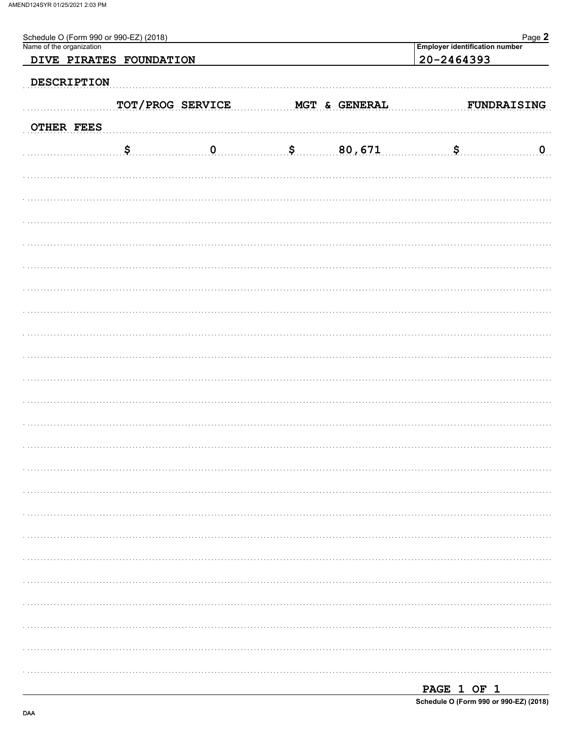Schedule O (Form 990 or 990-EZ) (2018)

Name of the organization: DIVE PIRATES FOUNDATION

Employer identification number: 20-2464393

DESCRIPTION

| | TOT/PROG SERVICE | MGT & GENERAL | FUNDRAISING |
|---|---|---|---|
| OTHER FEES | | | |
| | $ 0 | $ 80,671 | $ 0 |

PAGE 1 OF 1

Schedule O (Form 990 or 990-EZ) (2018)